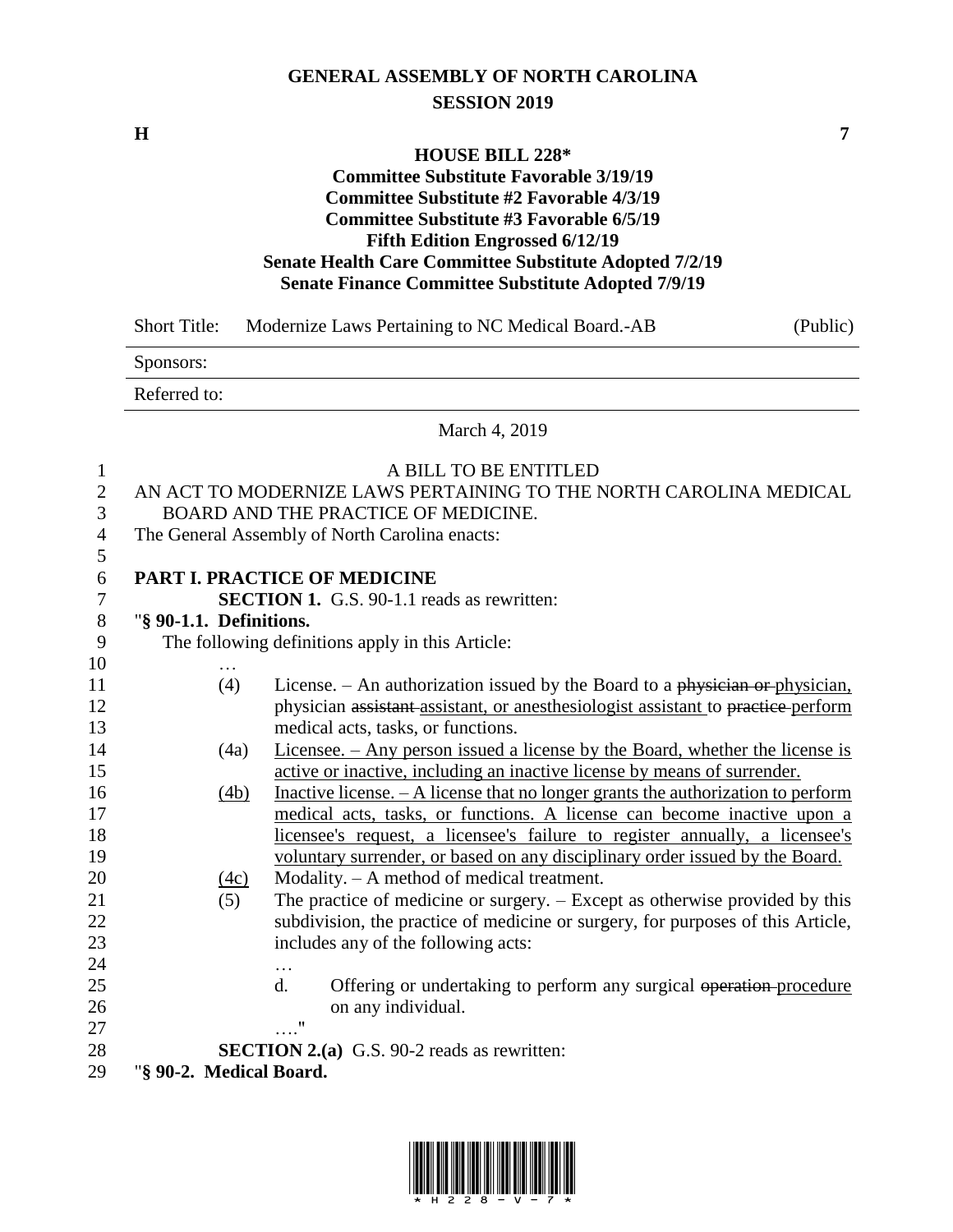**GENERAL ASSEMBLY OF NORTH CAROLINA**
**SESSION 2019**

**H** **7**

**HOUSE BILL 228***
**Committee Substitute Favorable 3/19/19**
**Committee Substitute #2 Favorable 4/3/19**
**Committee Substitute #3 Favorable 6/5/19**
**Fifth Edition Engrossed 6/12/19**
**Senate Health Care Committee Substitute Adopted 7/2/19**
**Senate Finance Committee Substitute Adopted 7/9/19**

Short Title: Modernize Laws Pertaining to NC Medical Board.-AB (Public)

Sponsors:

Referred to:

March 4, 2019

A BILL TO BE ENTITLED
AN ACT TO MODERNIZE LAWS PERTAINING TO THE NORTH CAROLINA MEDICAL BOARD AND THE PRACTICE OF MEDICINE.
The General Assembly of North Carolina enacts:

**PART I. PRACTICE OF MEDICINE**

**SECTION 1.** G.S. 90-1.1 reads as rewritten:

"**§ 90-1.1. Definitions.**

The following definitions apply in this Article:

…

(4) License. – An authorization issued by the Board to a ~~physician or~~ physician, physician ~~assistant~~ assistant, or anesthesiologist assistant to ~~practice~~ perform medical acts, tasks, or functions.

(4a) Licensee. – Any person issued a license by the Board, whether the license is active or inactive, including an inactive license by means of surrender.

(4b) Inactive license. – A license that no longer grants the authorization to perform medical acts, tasks, or functions. A license can become inactive upon a licensee's request, a licensee's failure to register annually, a licensee's voluntary surrender, or based on any disciplinary order issued by the Board.

(4c) Modality. – A method of medical treatment.

(5) The practice of medicine or surgery. – Except as otherwise provided by this subdivision, the practice of medicine or surgery, for purposes of this Article, includes any of the following acts:

…

d. Offering or undertaking to perform any surgical ~~operation~~ procedure on any individual.

…."

**SECTION 2.(a)** G.S. 90-2 reads as rewritten:

"**§ 90-2. Medical Board.**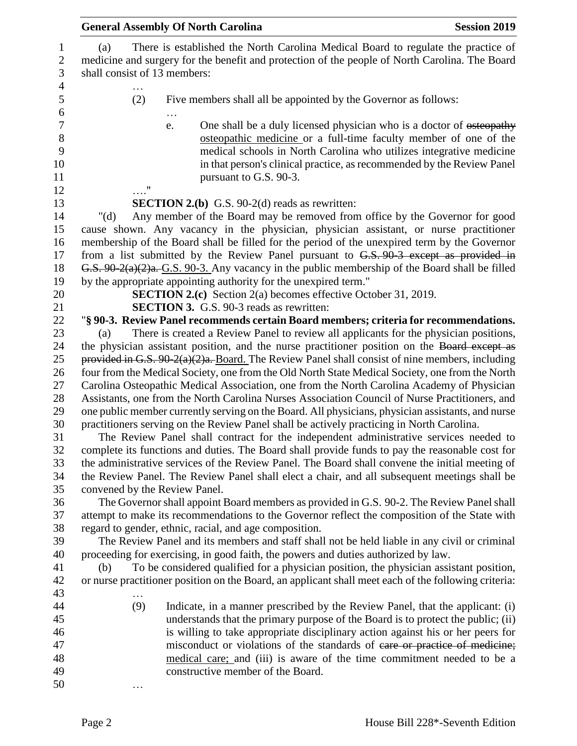(a) There is established the North Carolina Medical Board to regulate the practice of medicine and surgery for the benefit and protection of the people of North Carolina. The Board shall consist of 13 members:

…

(2) Five members shall all be appointed by the Governor as follows:

…

e. One shall be a duly licensed physician who is a doctor of ~~osteopathy~~ osteopathic medicine or a full-time faculty member of one of the medical schools in North Carolina who utilizes integrative medicine in that person's clinical practice, as recommended by the Review Panel pursuant to G.S. 90-3.

…."

**SECTION 2.(b)** G.S. 90-2(d) reads as rewritten:

"(d) Any member of the Board may be removed from office by the Governor for good cause shown. Any vacancy in the physician, physician assistant, or nurse practitioner membership of the Board shall be filled for the period of the unexpired term by the Governor from a list submitted by the Review Panel pursuant to ~~G.S. 90-3 except as provided in G.S. 90-2(a)(2)a.~~ G.S. 90-3. Any vacancy in the public membership of the Board shall be filled by the appropriate appointing authority for the unexpired term."

**SECTION 2.(c)** Section 2(a) becomes effective October 31, 2019.

**SECTION 3.** G.S. 90-3 reads as rewritten:

"**§ 90-3. Review Panel recommends certain Board members; criteria for recommendations.**

(a) There is created a Review Panel to review all applicants for the physician positions, the physician assistant position, and the nurse practitioner position on the ~~Board except as provided in G.S. 90-2(a)(2)a.~~ Board. The Review Panel shall consist of nine members, including four from the Medical Society, one from the Old North State Medical Society, one from the North Carolina Osteopathic Medical Association, one from the North Carolina Academy of Physician Assistants, one from the North Carolina Nurses Association Council of Nurse Practitioners, and one public member currently serving on the Board. All physicians, physician assistants, and nurse practitioners serving on the Review Panel shall be actively practicing in North Carolina.

The Review Panel shall contract for the independent administrative services needed to complete its functions and duties. The Board shall provide funds to pay the reasonable cost for the administrative services of the Review Panel. The Board shall convene the initial meeting of the Review Panel. The Review Panel shall elect a chair, and all subsequent meetings shall be convened by the Review Panel.

The Governor shall appoint Board members as provided in G.S. 90-2. The Review Panel shall attempt to make its recommendations to the Governor reflect the composition of the State with regard to gender, ethnic, racial, and age composition.

The Review Panel and its members and staff shall not be held liable in any civil or criminal proceeding for exercising, in good faith, the powers and duties authorized by law.

(b) To be considered qualified for a physician position, the physician assistant position, or nurse practitioner position on the Board, an applicant shall meet each of the following criteria:

…

(9) Indicate, in a manner prescribed by the Review Panel, that the applicant: (i) understands that the primary purpose of the Board is to protect the public; (ii) is willing to take appropriate disciplinary action against his or her peers for misconduct or violations of the standards of ~~care or practice of medicine;~~ medical care; and (iii) is aware of the time commitment needed to be a constructive member of the Board.

…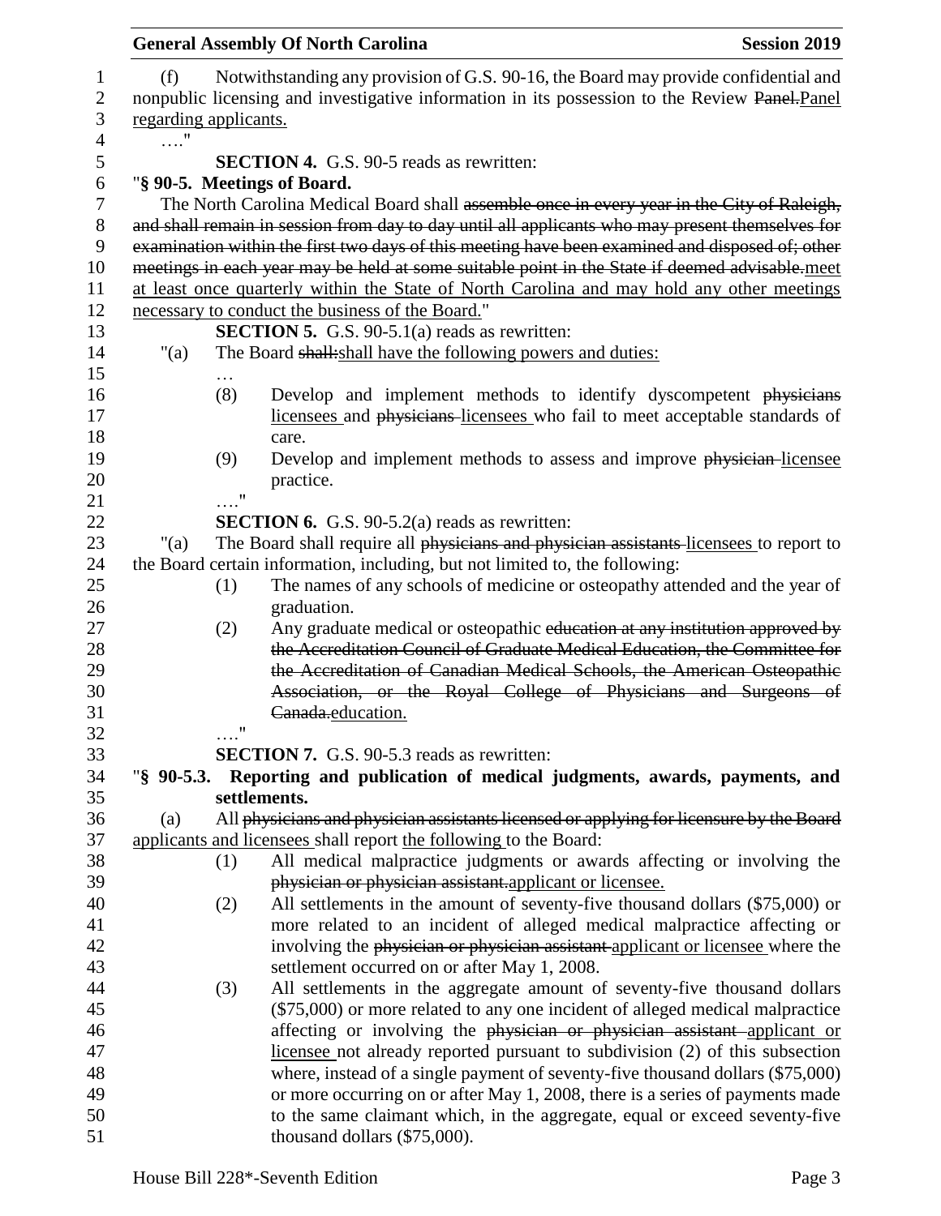(f) Notwithstanding any provision of G.S. 90-16, the Board may provide confidential and nonpublic licensing and investigative information in its possession to the Review ~~Panel.~~Panel regarding applicants.

…."

**SECTION 4.** G.S. 90-5 reads as rewritten:

"**§ 90-5. Meetings of Board.**

The North Carolina Medical Board shall ~~assemble once in every year in the City of Raleigh, and shall remain in session from day to day until all applicants who may present themselves for examination within the first two days of this meeting have been examined and disposed of; other meetings in each year may be held at some suitable point in the State if deemed advisable.~~meet at least once quarterly within the State of North Carolina and may hold any other meetings necessary to conduct the business of the Board."

**SECTION 5.** G.S. 90-5.1(a) reads as rewritten:

"(a) The Board ~~shall:~~shall have the following powers and duties:

…

(8) Develop and implement methods to identify dyscompetent ~~physicians~~ licensees and ~~physicians~~ licensees who fail to meet acceptable standards of care.

(9) Develop and implement methods to assess and improve ~~physician~~ licensee practice.

…."

**SECTION 6.** G.S. 90-5.2(a) reads as rewritten:

"(a) The Board shall require all ~~physicians and physician assistants~~ licensees to report to the Board certain information, including, but not limited to, the following:

(1) The names of any schools of medicine or osteopathy attended and the year of graduation.

(2) Any graduate medical or osteopathic ~~education at any institution approved by the Accreditation Council of Graduate Medical Education, the Committee for the Accreditation of Canadian Medical Schools, the American Osteopathic Association, or the Royal College of Physicians and Surgeons of Canada.~~education.

…."

**SECTION 7.** G.S. 90-5.3 reads as rewritten:

"**§ 90-5.3. Reporting and publication of medical judgments, awards, payments, and settlements.**

(a) All ~~physicians and physician assistants licensed or applying for licensure by the Board~~ applicants and licensees shall report the following to the Board:

(1) All medical malpractice judgments or awards affecting or involving the ~~physician or physician assistant.~~applicant or licensee.

(2) All settlements in the amount of seventy-five thousand dollars ($75,000) or more related to an incident of alleged medical malpractice affecting or involving the ~~physician or physician assistant~~ applicant or licensee where the settlement occurred on or after May 1, 2008.

(3) All settlements in the aggregate amount of seventy-five thousand dollars ($75,000) or more related to any one incident of alleged medical malpractice affecting or involving the ~~physician or physician assistant~~ applicant or licensee not already reported pursuant to subdivision (2) of this subsection where, instead of a single payment of seventy-five thousand dollars ($75,000) or more occurring on or after May 1, 2008, there is a series of payments made to the same claimant which, in the aggregate, equal or exceed seventy-five thousand dollars ($75,000).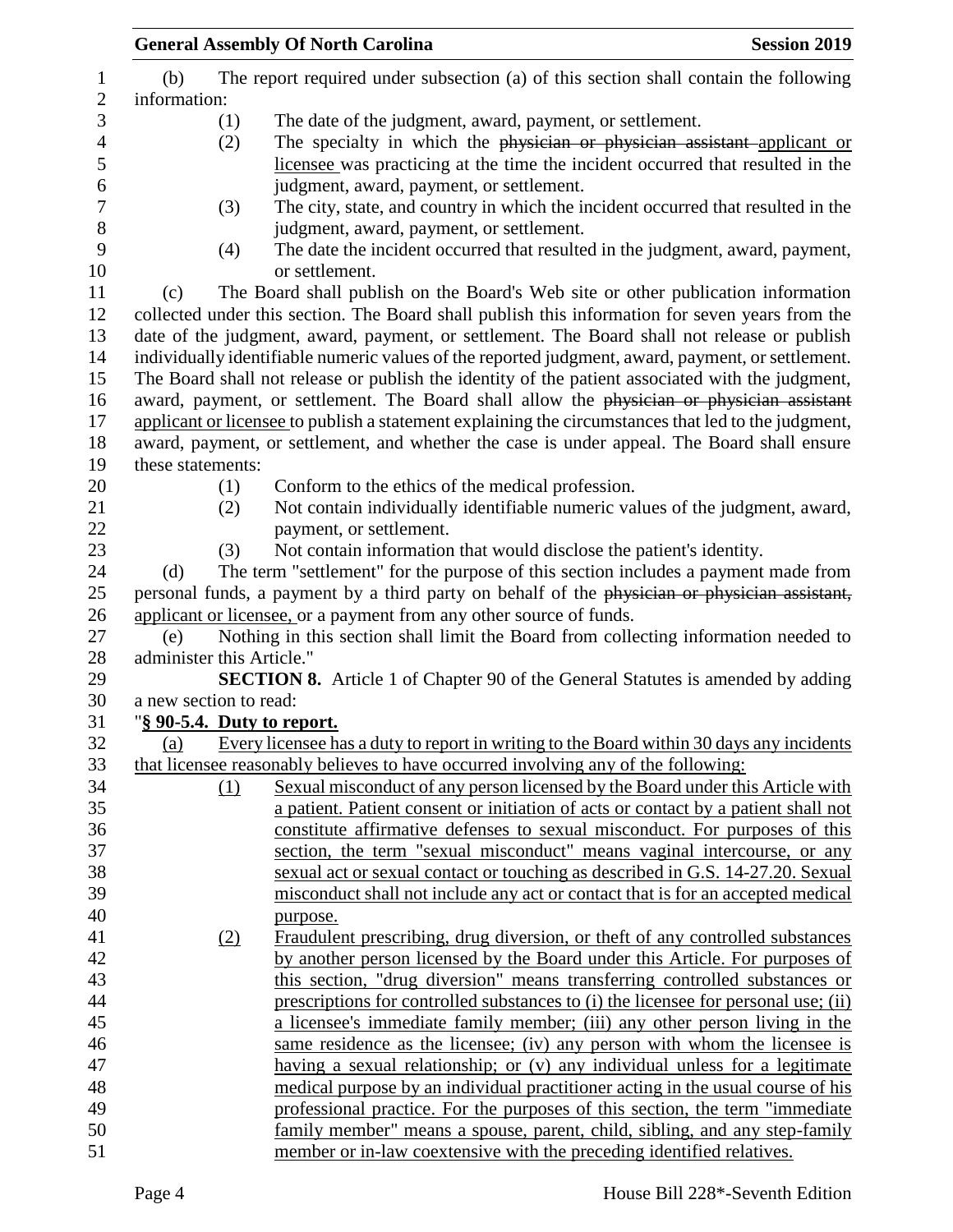(b) The report required under subsection (a) of this section shall contain the following information:

(1) The date of the judgment, award, payment, or settlement.

(2) The specialty in which the ~~physician or physician assistant~~ applicant or licensee was practicing at the time the incident occurred that resulted in the judgment, award, payment, or settlement.

(3) The city, state, and country in which the incident occurred that resulted in the judgment, award, payment, or settlement.

(4) The date the incident occurred that resulted in the judgment, award, payment, or settlement.

(c) The Board shall publish on the Board's Web site or other publication information collected under this section. The Board shall publish this information for seven years from the date of the judgment, award, payment, or settlement. The Board shall not release or publish individually identifiable numeric values of the reported judgment, award, payment, or settlement. The Board shall not release or publish the identity of the patient associated with the judgment, award, payment, or settlement. The Board shall allow the ~~physician or physician assistant~~ applicant or licensee to publish a statement explaining the circumstances that led to the judgment, award, payment, or settlement, and whether the case is under appeal. The Board shall ensure these statements:

(1) Conform to the ethics of the medical profession.

(2) Not contain individually identifiable numeric values of the judgment, award, payment, or settlement.

(3) Not contain information that would disclose the patient's identity.

(d) The term "settlement" for the purpose of this section includes a payment made from personal funds, a payment by a third party on behalf of the ~~physician or physician assistant,~~ applicant or licensee, or a payment from any other source of funds.

(e) Nothing in this section shall limit the Board from collecting information needed to administer this Article."

**SECTION 8.** Article 1 of Chapter 90 of the General Statutes is amended by adding a new section to read:

"**§ 90-5.4. Duty to report.**

(a) Every licensee has a duty to report in writing to the Board within 30 days any incidents that licensee reasonably believes to have occurred involving any of the following:

(1) Sexual misconduct of any person licensed by the Board under this Article with a patient. Patient consent or initiation of acts or contact by a patient shall not constitute affirmative defenses to sexual misconduct. For purposes of this section, the term "sexual misconduct" means vaginal intercourse, or any sexual act or sexual contact or touching as described in G.S. 14-27.20. Sexual misconduct shall not include any act or contact that is for an accepted medical purpose.

(2) Fraudulent prescribing, drug diversion, or theft of any controlled substances by another person licensed by the Board under this Article. For purposes of this section, "drug diversion" means transferring controlled substances or prescriptions for controlled substances to (i) the licensee for personal use; (ii) a licensee's immediate family member; (iii) any other person living in the same residence as the licensee; (iv) any person with whom the licensee is having a sexual relationship; or (v) any individual unless for a legitimate medical purpose by an individual practitioner acting in the usual course of his professional practice. For the purposes of this section, the term "immediate family member" means a spouse, parent, child, sibling, and any step-family member or in-law coextensive with the preceding identified relatives.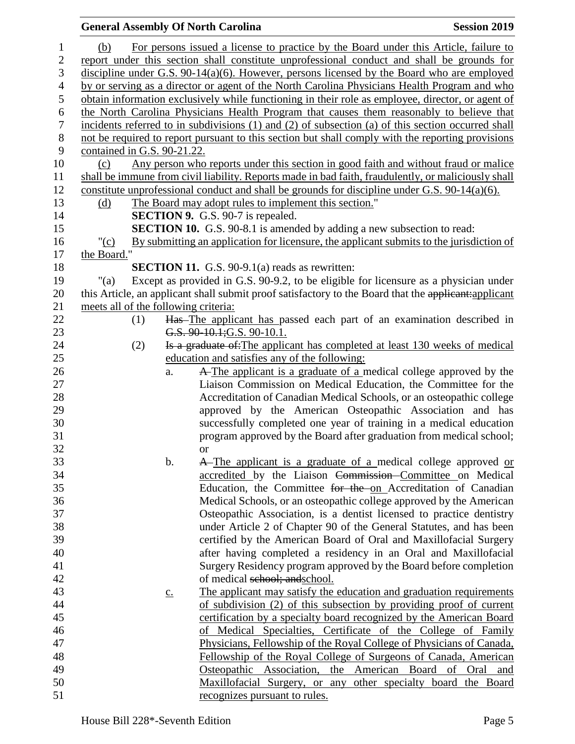(b) For persons issued a license to practice by the Board under this Article, failure to report under this section shall constitute unprofessional conduct and shall be grounds for discipline under G.S. 90-14(a)(6). However, persons licensed by the Board who are employed by or serving as a director or agent of the North Carolina Physicians Health Program and who obtain information exclusively while functioning in their role as employee, director, or agent of the North Carolina Physicians Health Program that causes them reasonably to believe that incidents referred to in subdivisions (1) and (2) of subsection (a) of this section occurred shall not be required to report pursuant to this section but shall comply with the reporting provisions contained in G.S. 90-21.22.

(c) Any person who reports under this section in good faith and without fraud or malice shall be immune from civil liability. Reports made in bad faith, fraudulently, or maliciously shall constitute unprofessional conduct and shall be grounds for discipline under G.S. 90-14(a)(6).

(d) The Board may adopt rules to implement this section."

**SECTION 9.** G.S. 90-7 is repealed.

**SECTION 10.** G.S. 90-8.1 is amended by adding a new subsection to read:

"(c) By submitting an application for licensure, the applicant submits to the jurisdiction of the Board."

**SECTION 11.** G.S. 90-9.1(a) reads as rewritten:

"(a) Except as provided in G.S. 90-9.2, to be eligible for licensure as a physician under this Article, an applicant shall submit proof satisfactory to the Board that the ~~applicant:~~applicant meets all of the following criteria:

(1) ~~Has~~ The applicant has passed each part of an examination described in ~~G.S. 90-10.1;~~G.S. 90-10.1.

(2) ~~Is a graduate of:~~The applicant has completed at least 130 weeks of medical education and satisfies any of the following:

a. ~~A~~ The applicant is a graduate of a medical college approved by the Liaison Commission on Medical Education, the Committee for the Accreditation of Canadian Medical Schools, or an osteopathic college approved by the American Osteopathic Association and has successfully completed one year of training in a medical education program approved by the Board after graduation from medical school; or

b. ~~A~~ The applicant is a graduate of a medical college approved or accredited by the Liaison ~~Commission~~ Committee on Medical Education, the Committee ~~for the~~ on Accreditation of Canadian Medical Schools, or an osteopathic college approved by the American Osteopathic Association, is a dentist licensed to practice dentistry under Article 2 of Chapter 90 of the General Statutes, and has been certified by the American Board of Oral and Maxillofacial Surgery after having completed a residency in an Oral and Maxillofacial Surgery Residency program approved by the Board before completion of medical ~~school; and~~school.

c. The applicant may satisfy the education and graduation requirements of subdivision (2) of this subsection by providing proof of current certification by a specialty board recognized by the American Board of Medical Specialties, Certificate of the College of Family Physicians, Fellowship of the Royal College of Physicians of Canada, Fellowship of the Royal College of Surgeons of Canada, American Osteopathic Association, the American Board of Oral and Maxillofacial Surgery, or any other specialty board the Board recognizes pursuant to rules.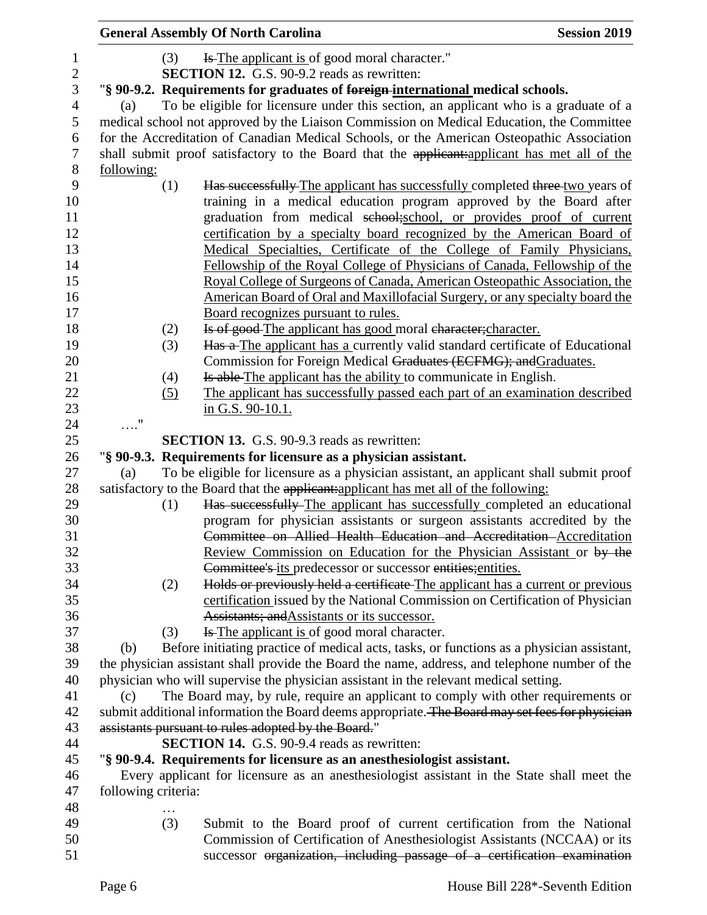(3) ~~Is~~ The applicant is of good moral character."

**SECTION 12.** G.S. 90-9.2 reads as rewritten:

"**§ 90-9.2. Requirements for graduates of ~~foreign~~ international medical schools.**

(a) To be eligible for licensure under this section, an applicant who is a graduate of a medical school not approved by the Liaison Commission on Medical Education, the Committee for the Accreditation of Canadian Medical Schools, or the American Osteopathic Association shall submit proof satisfactory to the Board that the ~~applicant:~~applicant has met all of the following:

(1) ~~Has successfully~~ The applicant has successfully completed ~~three~~ two years of training in a medical education program approved by the Board after graduation from medical ~~school;~~school, or provides proof of current certification by a specialty board recognized by the American Board of Medical Specialties, Certificate of the College of Family Physicians, Fellowship of the Royal College of Physicians of Canada, Fellowship of the Royal College of Surgeons of Canada, American Osteopathic Association, the American Board of Oral and Maxillofacial Surgery, or any specialty board the Board recognizes pursuant to rules.

(2) ~~Is of good~~ The applicant has good moral ~~character;~~character.

(3) ~~Has a~~ The applicant has a currently valid standard certificate of Educational Commission for Foreign Medical ~~Graduates (ECFMG); and~~Graduates.

(4) ~~Is able~~ The applicant has the ability to communicate in English.

(5) The applicant has successfully passed each part of an examination described in G.S. 90-10.1.

…."

**SECTION 13.** G.S. 90-9.3 reads as rewritten:

"**§ 90-9.3. Requirements for licensure as a physician assistant.**

(a) To be eligible for licensure as a physician assistant, an applicant shall submit proof satisfactory to the Board that the ~~applicant:~~applicant has met all of the following:

(1) ~~Has successfully~~ The applicant has successfully completed an educational program for physician assistants or surgeon assistants accredited by the ~~Committee on Allied Health Education and Accreditation~~ Accreditation Review Commission on Education for the Physician Assistant or ~~by the Committee's~~ its predecessor or successor ~~entities;~~entities.

(2) ~~Holds or previously held a certificate~~ The applicant has a current or previous certification issued by the National Commission on Certification of Physician ~~Assistants; and~~Assistants or its successor.

(3) ~~Is~~ The applicant is of good moral character.

(b) Before initiating practice of medical acts, tasks, or functions as a physician assistant, the physician assistant shall provide the Board the name, address, and telephone number of the physician who will supervise the physician assistant in the relevant medical setting.

(c) The Board may, by rule, require an applicant to comply with other requirements or submit additional information the Board deems appropriate. ~~The Board may set fees for physician assistants pursuant to rules adopted by the Board.~~"

**SECTION 14.** G.S. 90-9.4 reads as rewritten:

"**§ 90-9.4. Requirements for licensure as an anesthesiologist assistant.**

Every applicant for licensure as an anesthesiologist assistant in the State shall meet the following criteria:

…

(3) Submit to the Board proof of current certification from the National Commission of Certification of Anesthesiologist Assistants (NCCAA) or its successor ~~organization, including passage of a certification examination~~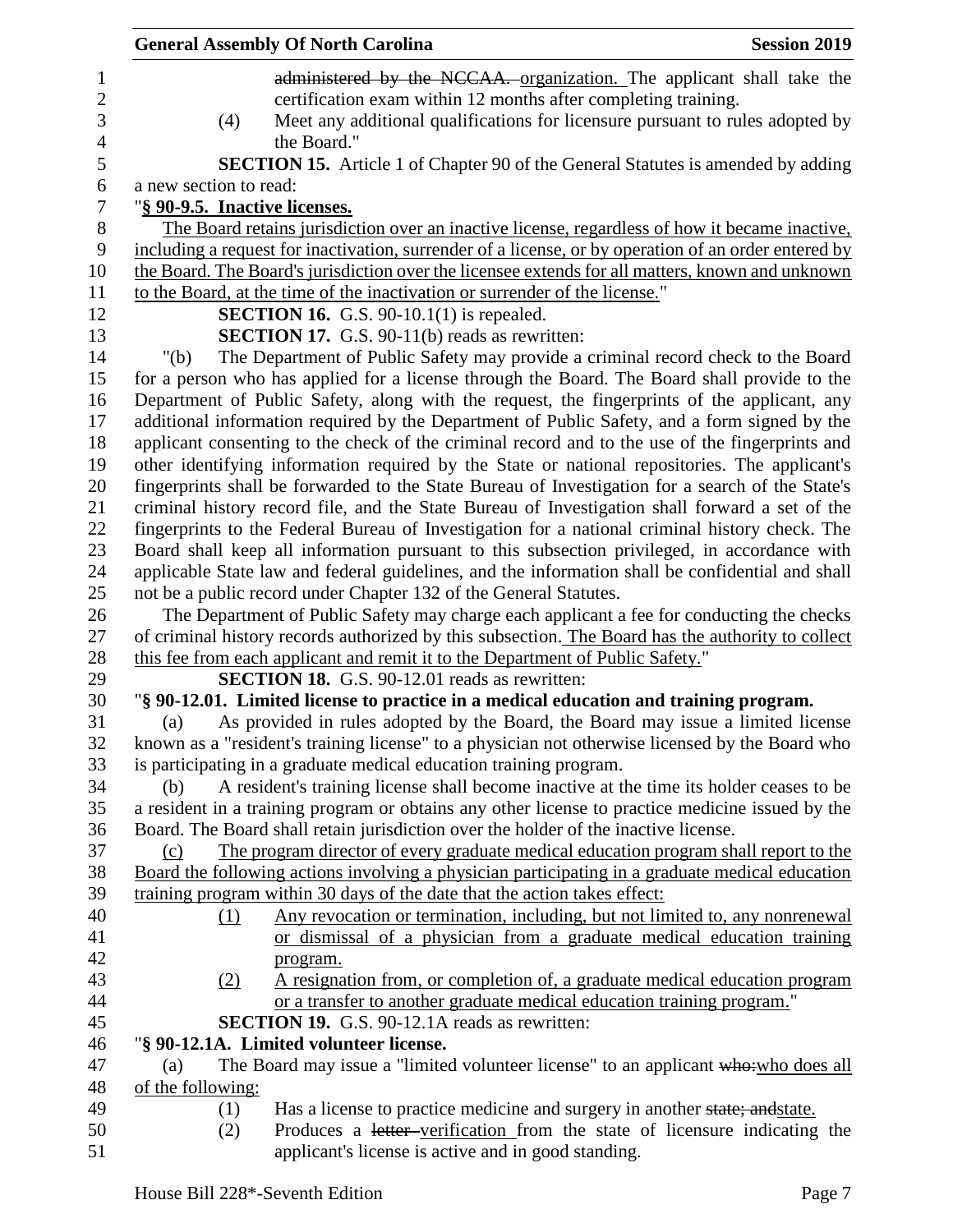~~administered by the NCCAA.~~ organization. The applicant shall take the certification exam within 12 months after completing training.

(4) Meet any additional qualifications for licensure pursuant to rules adopted by the Board."

**SECTION 15.** Article 1 of Chapter 90 of the General Statutes is amended by adding a new section to read:

"**§ 90-9.5. Inactive licenses.**

The Board retains jurisdiction over an inactive license, regardless of how it became inactive, including a request for inactivation, surrender of a license, or by operation of an order entered by the Board. The Board's jurisdiction over the licensee extends for all matters, known and unknown to the Board, at the time of the inactivation or surrender of the license."

**SECTION 16.** G.S. 90-10.1(1) is repealed.

**SECTION 17.** G.S. 90-11(b) reads as rewritten:

"(b) The Department of Public Safety may provide a criminal record check to the Board for a person who has applied for a license through the Board. The Board shall provide to the Department of Public Safety, along with the request, the fingerprints of the applicant, any additional information required by the Department of Public Safety, and a form signed by the applicant consenting to the check of the criminal record and to the use of the fingerprints and other identifying information required by the State or national repositories. The applicant's fingerprints shall be forwarded to the State Bureau of Investigation for a search of the State's criminal history record file, and the State Bureau of Investigation shall forward a set of the fingerprints to the Federal Bureau of Investigation for a national criminal history check. The Board shall keep all information pursuant to this subsection privileged, in accordance with applicable State law and federal guidelines, and the information shall be confidential and shall not be a public record under Chapter 132 of the General Statutes.

The Department of Public Safety may charge each applicant a fee for conducting the checks of criminal history records authorized by this subsection. The Board has the authority to collect this fee from each applicant and remit it to the Department of Public Safety."

**SECTION 18.** G.S. 90-12.01 reads as rewritten:

"**§ 90-12.01. Limited license to practice in a medical education and training program.**

(a) As provided in rules adopted by the Board, the Board may issue a limited license known as a "resident's training license" to a physician not otherwise licensed by the Board who is participating in a graduate medical education training program.

(b) A resident's training license shall become inactive at the time its holder ceases to be a resident in a training program or obtains any other license to practice medicine issued by the Board. The Board shall retain jurisdiction over the holder of the inactive license.

(c) The program director of every graduate medical education program shall report to the Board the following actions involving a physician participating in a graduate medical education training program within 30 days of the date that the action takes effect:

(1) Any revocation or termination, including, but not limited to, any nonrenewal or dismissal of a physician from a graduate medical education training program.

(2) A resignation from, or completion of, a graduate medical education program or a transfer to another graduate medical education training program."

**SECTION 19.** G.S. 90-12.1A reads as rewritten:

"**§ 90-12.1A. Limited volunteer license.**

(a) The Board may issue a "limited volunteer license" to an applicant ~~who:~~who does all of the following:

(1) Has a license to practice medicine and surgery in another ~~state; and~~state.

(2) Produces a ~~letter~~ verification from the state of licensure indicating the applicant's license is active and in good standing.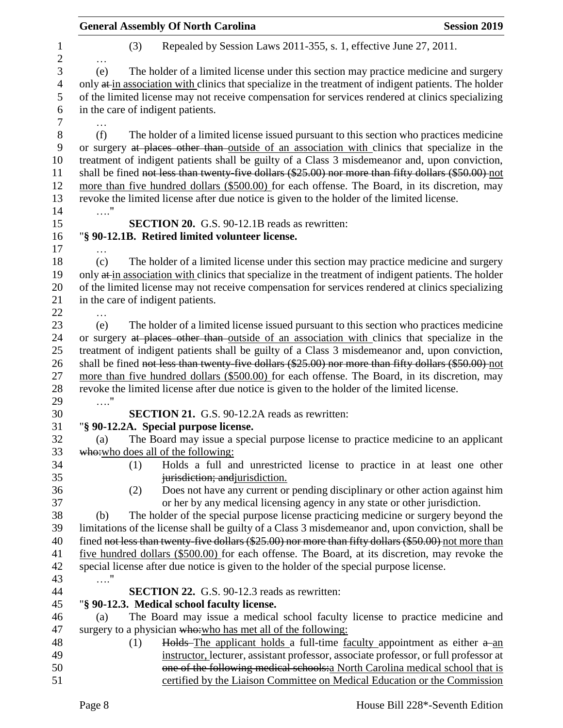(3) Repealed by Session Laws 2011-355, s. 1, effective June 27, 2011.

…

(e) The holder of a limited license under this section may practice medicine and surgery only ~~at~~ in association with clinics that specialize in the treatment of indigent patients. The holder of the limited license may not receive compensation for services rendered at clinics specializing in the care of indigent patients.

…

(f) The holder of a limited license issued pursuant to this section who practices medicine or surgery ~~at places other than~~ outside of an association with clinics that specialize in the treatment of indigent patients shall be guilty of a Class 3 misdemeanor and, upon conviction, shall be fined ~~not less than twenty-five dollars ($25.00) nor more than fifty dollars ($50.00)~~ not more than five hundred dollars ($500.00) for each offense. The Board, in its discretion, may revoke the limited license after due notice is given to the holder of the limited license.

…."

**SECTION 20.** G.S. 90-12.1B reads as rewritten:

"**§ 90-12.1B. Retired limited volunteer license.**

…

(c) The holder of a limited license under this section may practice medicine and surgery only ~~at~~ in association with clinics that specialize in the treatment of indigent patients. The holder of the limited license may not receive compensation for services rendered at clinics specializing in the care of indigent patients.

…

(e) The holder of a limited license issued pursuant to this section who practices medicine or surgery ~~at places other than~~ outside of an association with clinics that specialize in the treatment of indigent patients shall be guilty of a Class 3 misdemeanor and, upon conviction, shall be fined ~~not less than twenty-five dollars ($25.00) nor more than fifty dollars ($50.00)~~ not more than five hundred dollars ($500.00) for each offense. The Board, in its discretion, may revoke the limited license after due notice is given to the holder of the limited license.

…."

**SECTION 21.** G.S. 90-12.2A reads as rewritten:

"**§ 90-12.2A. Special purpose license.**

(a) The Board may issue a special purpose license to practice medicine to an applicant ~~who:~~who does all of the following:

(1) Holds a full and unrestricted license to practice in at least one other ~~jurisdiction; and~~jurisdiction.

(2) Does not have any current or pending disciplinary or other action against him or her by any medical licensing agency in any state or other jurisdiction.

(b) The holder of the special purpose license practicing medicine or surgery beyond the limitations of the license shall be guilty of a Class 3 misdemeanor and, upon conviction, shall be fined ~~not less than twenty-five dollars ($25.00) nor more than fifty dollars ($50.00)~~ not more than five hundred dollars ($500.00) for each offense. The Board, at its discretion, may revoke the special license after due notice is given to the holder of the special purpose license.

…."

**SECTION 22.** G.S. 90-12.3 reads as rewritten:

"**§ 90-12.3. Medical school faculty license.**

(a) The Board may issue a medical school faculty license to practice medicine and surgery to a physician ~~who:~~who has met all of the following:

(1) ~~Holds~~ The applicant holds a full-time faculty appointment as either ~~a~~ an instructor, lecturer, assistant professor, associate professor, or full professor at ~~one of the following medical schools:~~a North Carolina medical school that is certified by the Liaison Committee on Medical Education or the Commission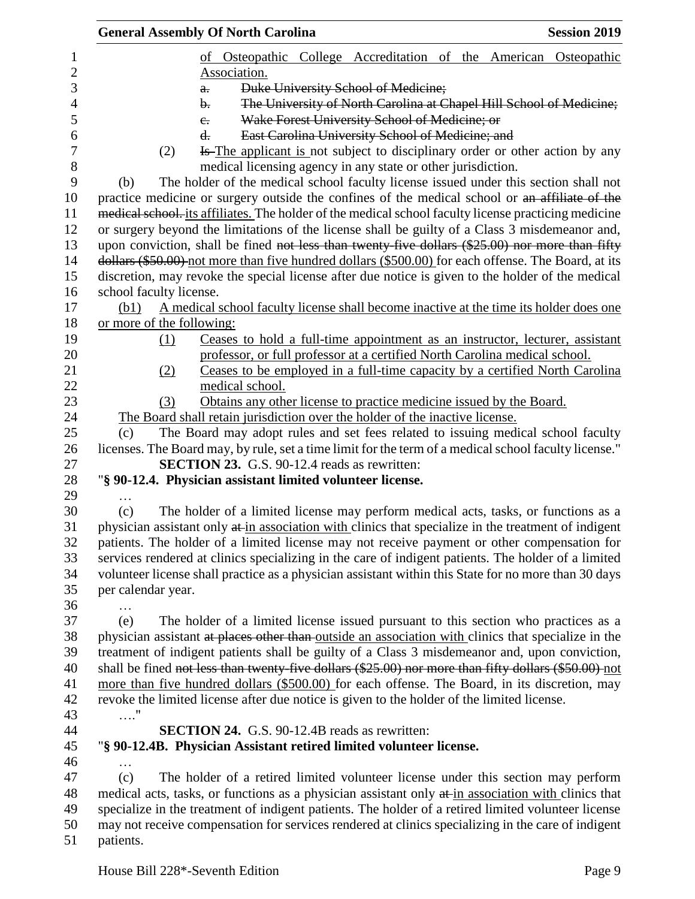of Osteopathic College Accreditation of the American Osteopathic Association.

a. ~~Duke University School of Medicine;~~

b. ~~The University of North Carolina at Chapel Hill School of Medicine;~~

c. ~~Wake Forest University School of Medicine; or~~

d. ~~East Carolina University School of Medicine; and~~

(2) ~~Is~~ The applicant is not subject to disciplinary order or other action by any medical licensing agency in any state or other jurisdiction.

(b) The holder of the medical school faculty license issued under this section shall not practice medicine or surgery outside the confines of the medical school or ~~an affiliate of the medical school.~~ its affiliates. The holder of the medical school faculty license practicing medicine or surgery beyond the limitations of the license shall be guilty of a Class 3 misdemeanor and, upon conviction, shall be fined ~~not less than twenty-five dollars ($25.00) nor more than fifty dollars ($50.00)~~ not more than five hundred dollars ($500.00) for each offense. The Board, at its discretion, may revoke the special license after due notice is given to the holder of the medical school faculty license.

(b1) A medical school faculty license shall become inactive at the time its holder does one or more of the following:

(1) Ceases to hold a full-time appointment as an instructor, lecturer, assistant professor, or full professor at a certified North Carolina medical school.

(2) Ceases to be employed in a full-time capacity by a certified North Carolina medical school.

(3) Obtains any other license to practice medicine issued by the Board.

The Board shall retain jurisdiction over the holder of the inactive license.

(c) The Board may adopt rules and set fees related to issuing medical school faculty licenses. The Board may, by rule, set a time limit for the term of a medical school faculty license."

**SECTION 23.** G.S. 90-12.4 reads as rewritten:

"**§ 90-12.4. Physician assistant limited volunteer license.**

…

(c) The holder of a limited license may perform medical acts, tasks, or functions as a physician assistant only ~~at~~ in association with clinics that specialize in the treatment of indigent patients. The holder of a limited license may not receive payment or other compensation for services rendered at clinics specializing in the care of indigent patients. The holder of a limited volunteer license shall practice as a physician assistant within this State for no more than 30 days per calendar year.

…

(e) The holder of a limited license issued pursuant to this section who practices as a physician assistant ~~at places other than~~ outside an association with clinics that specialize in the treatment of indigent patients shall be guilty of a Class 3 misdemeanor and, upon conviction, shall be fined ~~not less than twenty-five dollars ($25.00) nor more than fifty dollars ($50.00)~~ not more than five hundred dollars ($500.00) for each offense. The Board, in its discretion, may revoke the limited license after due notice is given to the holder of the limited license.

…."

**SECTION 24.** G.S. 90-12.4B reads as rewritten:

"**§ 90-12.4B. Physician Assistant retired limited volunteer license.**

…

(c) The holder of a retired limited volunteer license under this section may perform medical acts, tasks, or functions as a physician assistant only ~~at~~ in association with clinics that specialize in the treatment of indigent patients. The holder of a retired limited volunteer license may not receive compensation for services rendered at clinics specializing in the care of indigent patients.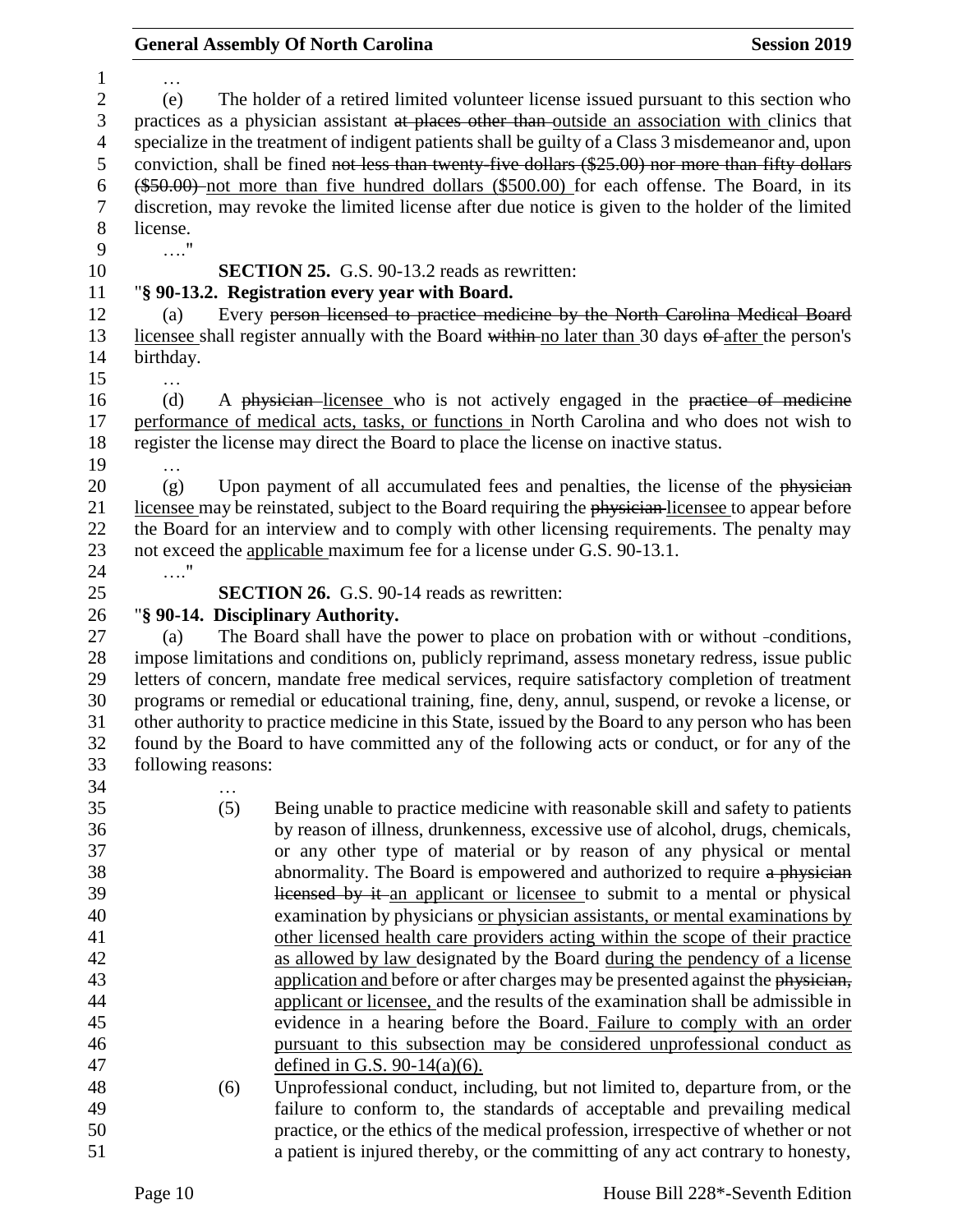…

(e) The holder of a retired limited volunteer license issued pursuant to this section who practices as a physician assistant ~~at places other than~~ outside an association with clinics that specialize in the treatment of indigent patients shall be guilty of a Class 3 misdemeanor and, upon conviction, shall be fined ~~not less than twenty-five dollars ($25.00) nor more than fifty dollars ($50.00)~~ not more than five hundred dollars ($500.00) for each offense. The Board, in its discretion, may revoke the limited license after due notice is given to the holder of the limited license.

…."

**SECTION 25.** G.S. 90-13.2 reads as rewritten:

"**§ 90-13.2. Registration every year with Board.**

(a) Every ~~person licensed to practice medicine by the North Carolina Medical Board~~ licensee shall register annually with the Board ~~within~~ no later than 30 days ~~of~~ after the person's birthday.

…

(d) A ~~physician~~ licensee who is not actively engaged in the ~~practice of medicine~~ performance of medical acts, tasks, or functions in North Carolina and who does not wish to register the license may direct the Board to place the license on inactive status.

…

(g) Upon payment of all accumulated fees and penalties, the license of the ~~physician~~ licensee may be reinstated, subject to the Board requiring the ~~physician~~ licensee to appear before the Board for an interview and to comply with other licensing requirements. The penalty may not exceed the applicable maximum fee for a license under G.S. 90-13.1.

…."

**SECTION 26.** G.S. 90-14 reads as rewritten:

"**§ 90-14. Disciplinary Authority.**

(a) The Board shall have the power to place on probation with or without conditions, impose limitations and conditions on, publicly reprimand, assess monetary redress, issue public letters of concern, mandate free medical services, require satisfactory completion of treatment programs or remedial or educational training, fine, deny, annul, suspend, or revoke a license, or other authority to practice medicine in this State, issued by the Board to any person who has been found by the Board to have committed any of the following acts or conduct, or for any of the following reasons:

…

(5) Being unable to practice medicine with reasonable skill and safety to patients by reason of illness, drunkenness, excessive use of alcohol, drugs, chemicals, or any other type of material or by reason of any physical or mental abnormality. The Board is empowered and authorized to require ~~a physician licensed by it~~ an applicant or licensee to submit to a mental or physical examination by physicians or physician assistants, or mental examinations by other licensed health care providers acting within the scope of their practice as allowed by law designated by the Board during the pendency of a license application and before or after charges may be presented against the ~~physician,~~ applicant or licensee, and the results of the examination shall be admissible in evidence in a hearing before the Board. Failure to comply with an order pursuant to this subsection may be considered unprofessional conduct as defined in G.S. 90-14(a)(6).

(6) Unprofessional conduct, including, but not limited to, departure from, or the failure to conform to, the standards of acceptable and prevailing medical practice, or the ethics of the medical profession, irrespective of whether or not a patient is injured thereby, or the committing of any act contrary to honesty,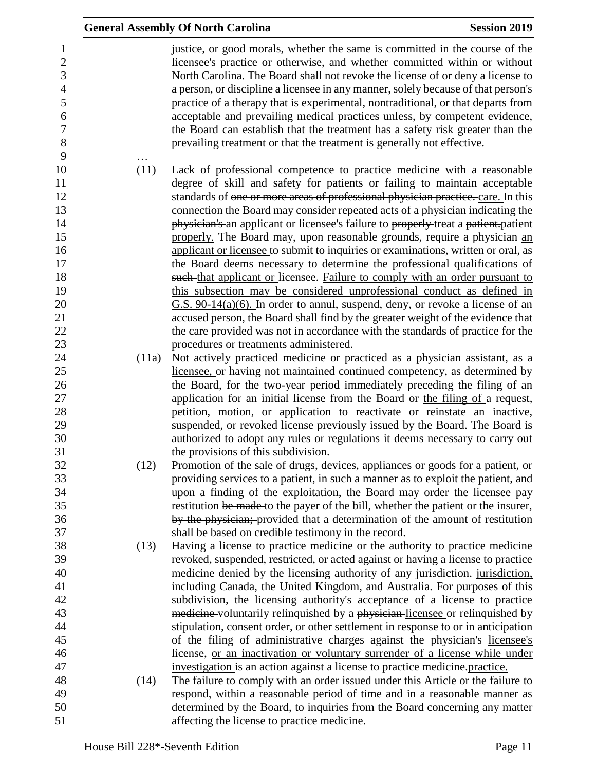justice, or good morals, whether the same is committed in the course of the licensee's practice or otherwise, and whether committed within or without North Carolina. The Board shall not revoke the license of or deny a license to a person, or discipline a licensee in any manner, solely because of that person's practice of a therapy that is experimental, nontraditional, or that departs from acceptable and prevailing medical practices unless, by competent evidence, the Board can establish that the treatment has a safety risk greater than the prevailing treatment or that the treatment is generally not effective.

…

(11) Lack of professional competence to practice medicine with a reasonable degree of skill and safety for patients or failing to maintain acceptable standards of ~~one or more areas of professional physician practice.~~ care. In this connection the Board may consider repeated acts of ~~a physician indicating the physician's~~ an applicant or licensee's failure to ~~properly~~ treat a ~~patient.~~ patient properly. The Board may, upon reasonable grounds, require ~~a physician~~ an applicant or licensee to submit to inquiries or examinations, written or oral, as the Board deems necessary to determine the professional qualifications of ~~such~~ that applicant or licensee. Failure to comply with an order pursuant to this subsection may be considered unprofessional conduct as defined in G.S. 90-14(a)(6). In order to annul, suspend, deny, or revoke a license of an accused person, the Board shall find by the greater weight of the evidence that the care provided was not in accordance with the standards of practice for the procedures or treatments administered.

(11a) Not actively practiced ~~medicine or practiced as a physician assistant,~~ as a licensee, or having not maintained continued competency, as determined by the Board, for the two-year period immediately preceding the filing of an application for an initial license from the Board or the filing of a request, petition, motion, or application to reactivate or reinstate an inactive, suspended, or revoked license previously issued by the Board. The Board is authorized to adopt any rules or regulations it deems necessary to carry out the provisions of this subdivision.

(12) Promotion of the sale of drugs, devices, appliances or goods for a patient, or providing services to a patient, in such a manner as to exploit the patient, and upon a finding of the exploitation, the Board may order the licensee pay restitution ~~be made~~ to the payer of the bill, whether the patient or the insurer, ~~by the physician;~~ provided that a determination of the amount of restitution shall be based on credible testimony in the record.

(13) Having a license ~~to practice medicine or the authority to practice medicine~~ revoked, suspended, restricted, or acted against or having a license to practice ~~medicine~~ denied by the licensing authority of any ~~jurisdiction.~~ jurisdiction, including Canada, the United Kingdom, and Australia. For purposes of this subdivision, the licensing authority's acceptance of a license to practice ~~medicine~~ voluntarily relinquished by a ~~physician~~ licensee or relinquished by stipulation, consent order, or other settlement in response to or in anticipation of the filing of administrative charges against the ~~physician's~~ licensee's license, or an inactivation or voluntary surrender of a license while under investigation is an action against a license to ~~practice medicine.~~ practice.

(14) The failure to comply with an order issued under this Article or the failure to respond, within a reasonable period of time and in a reasonable manner as determined by the Board, to inquiries from the Board concerning any matter affecting the license to practice medicine.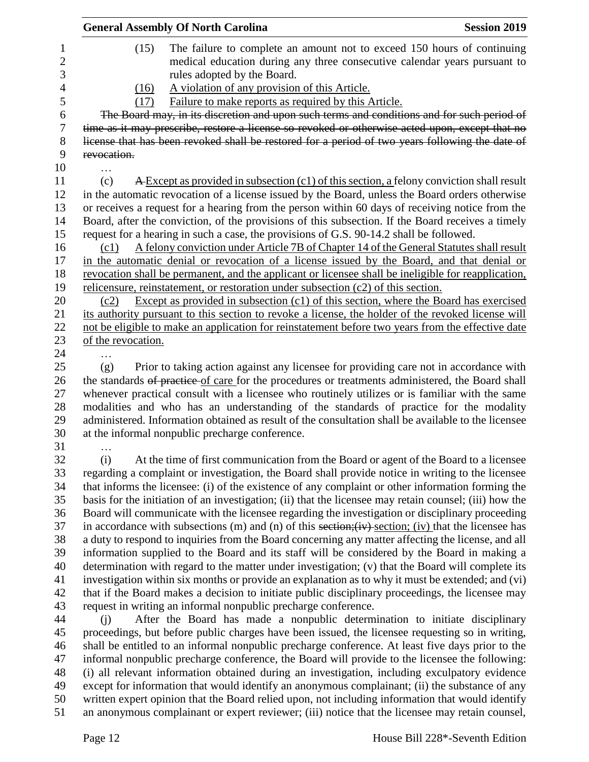(15) The failure to complete an amount not to exceed 150 hours of continuing medical education during any three consecutive calendar years pursuant to rules adopted by the Board.

(16) A violation of any provision of this Article.

(17) Failure to make reports as required by this Article.

~~The Board may, in its discretion and upon such terms and conditions and for such period of time as it may prescribe, restore a license so revoked or otherwise acted upon, except that no license that has been revoked shall be restored for a period of two years following the date of revocation.~~

…

(c) ~~A~~ Except as provided in subsection (c1) of this section, a felony conviction shall result in the automatic revocation of a license issued by the Board, unless the Board orders otherwise or receives a request for a hearing from the person within 60 days of receiving notice from the Board, after the conviction, of the provisions of this subsection. If the Board receives a timely request for a hearing in such a case, the provisions of G.S. 90-14.2 shall be followed.

(c1) A felony conviction under Article 7B of Chapter 14 of the General Statutes shall result in the automatic denial or revocation of a license issued by the Board, and that denial or revocation shall be permanent, and the applicant or licensee shall be ineligible for reapplication, relicensure, reinstatement, or restoration under subsection (c2) of this section.

(c2) Except as provided in subsection (c1) of this section, where the Board has exercised its authority pursuant to this section to revoke a license, the holder of the revoked license will not be eligible to make an application for reinstatement before two years from the effective date of the revocation.

…

(g) Prior to taking action against any licensee for providing care not in accordance with the standards ~~of practice~~ of care for the procedures or treatments administered, the Board shall whenever practical consult with a licensee who routinely utilizes or is familiar with the same modalities and who has an understanding of the standards of practice for the modality administered. Information obtained as result of the consultation shall be available to the licensee at the informal nonpublic precharge conference.

…

(i) At the time of first communication from the Board or agent of the Board to a licensee regarding a complaint or investigation, the Board shall provide notice in writing to the licensee that informs the licensee: (i) of the existence of any complaint or other information forming the basis for the initiation of an investigation; (ii) that the licensee may retain counsel; (iii) how the Board will communicate with the licensee regarding the investigation or disciplinary proceeding in accordance with subsections (m) and (n) of this ~~section;(iv)~~ section; (iv) that the licensee has a duty to respond to inquiries from the Board concerning any matter affecting the license, and all information supplied to the Board and its staff will be considered by the Board in making a determination with regard to the matter under investigation; (v) that the Board will complete its investigation within six months or provide an explanation as to why it must be extended; and (vi) that if the Board makes a decision to initiate public disciplinary proceedings, the licensee may request in writing an informal nonpublic precharge conference.

(j) After the Board has made a nonpublic determination to initiate disciplinary proceedings, but before public charges have been issued, the licensee requesting so in writing, shall be entitled to an informal nonpublic precharge conference. At least five days prior to the informal nonpublic precharge conference, the Board will provide to the licensee the following: (i) all relevant information obtained during an investigation, including exculpatory evidence except for information that would identify an anonymous complainant; (ii) the substance of any written expert opinion that the Board relied upon, not including information that would identify an anonymous complainant or expert reviewer; (iii) notice that the licensee may retain counsel,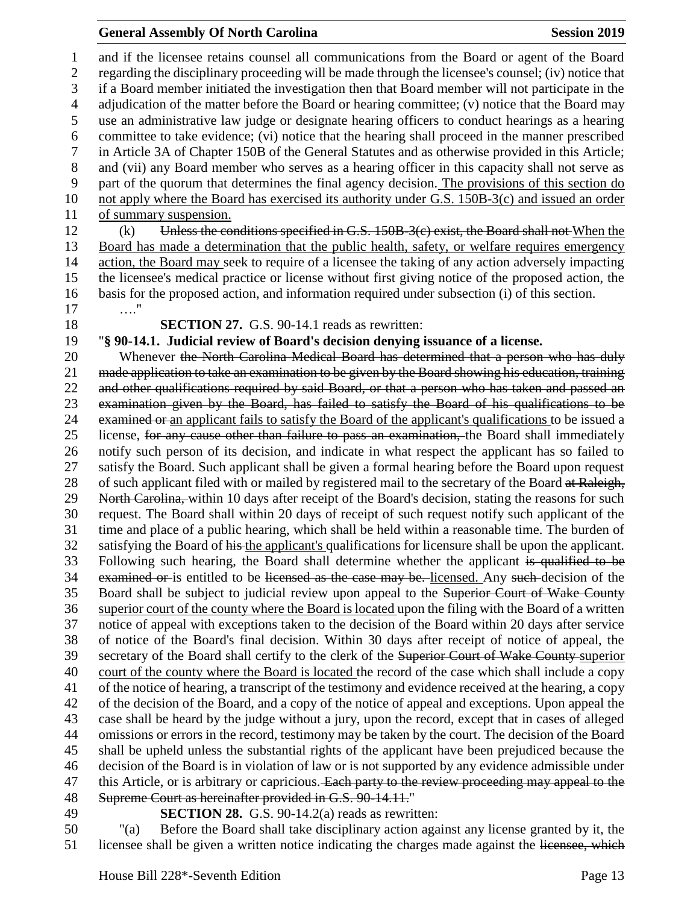and if the licensee retains counsel all communications from the Board or agent of the Board regarding the disciplinary proceeding will be made through the licensee's counsel; (iv) notice that if a Board member initiated the investigation then that Board member will not participate in the adjudication of the matter before the Board or hearing committee; (v) notice that the Board may use an administrative law judge or designate hearing officers to conduct hearings as a hearing committee to take evidence; (vi) notice that the hearing shall proceed in the manner prescribed in Article 3A of Chapter 150B of the General Statutes and as otherwise provided in this Article; and (vii) any Board member who serves as a hearing officer in this capacity shall not serve as part of the quorum that determines the final agency decision. The provisions of this section do not apply where the Board has exercised its authority under G.S. 150B-3(c) and issued an order of summary suspension.

(k) ~~Unless the conditions specified in G.S. 150B-3(c) exist, the Board shall not~~ When the Board has made a determination that the public health, safety, or welfare requires emergency action, the Board may seek to require of a licensee the taking of any action adversely impacting the licensee's medical practice or license without first giving notice of the proposed action, the basis for the proposed action, and information required under subsection (i) of this section.

…."

**SECTION 27.** G.S. 90-14.1 reads as rewritten:

"**§ 90-14.1. Judicial review of Board's decision denying issuance of a license.**

Whenever ~~the North Carolina Medical Board has determined that a person who has duly made application to take an examination to be given by the Board showing his education, training and other qualifications required by said Board, or that a person who has taken and passed an examination given by the Board, has failed to satisfy the Board of his qualifications to be examined or~~ an applicant fails to satisfy the Board of the applicant's qualifications to be issued a license, ~~for any cause other than failure to pass an examination,~~ the Board shall immediately notify such person of its decision, and indicate in what respect the applicant has so failed to satisfy the Board. Such applicant shall be given a formal hearing before the Board upon request of such applicant filed with or mailed by registered mail to the secretary of the Board ~~at Raleigh, North Carolina,~~ within 10 days after receipt of the Board's decision, stating the reasons for such request. The Board shall within 20 days of receipt of such request notify such applicant of the time and place of a public hearing, which shall be held within a reasonable time. The burden of satisfying the Board of ~~his~~ the applicant's qualifications for licensure shall be upon the applicant. Following such hearing, the Board shall determine whether the applicant ~~is qualified to be examined or~~ is entitled to be ~~licensed as the case may be.~~ licensed. Any ~~such~~ decision of the Board shall be subject to judicial review upon appeal to the ~~Superior Court of Wake County~~ superior court of the county where the Board is located upon the filing with the Board of a written notice of appeal with exceptions taken to the decision of the Board within 20 days after service of notice of the Board's final decision. Within 30 days after receipt of notice of appeal, the secretary of the Board shall certify to the clerk of the ~~Superior Court of Wake County~~ superior court of the county where the Board is located the record of the case which shall include a copy of the notice of hearing, a transcript of the testimony and evidence received at the hearing, a copy of the decision of the Board, and a copy of the notice of appeal and exceptions. Upon appeal the case shall be heard by the judge without a jury, upon the record, except that in cases of alleged omissions or errors in the record, testimony may be taken by the court. The decision of the Board shall be upheld unless the substantial rights of the applicant have been prejudiced because the decision of the Board is in violation of law or is not supported by any evidence admissible under this Article, or is arbitrary or capricious. ~~Each party to the review proceeding may appeal to the Supreme Court as hereinafter provided in G.S. 90-14.11.~~"

**SECTION 28.** G.S. 90-14.2(a) reads as rewritten:

"(a) Before the Board shall take disciplinary action against any license granted by it, the licensee shall be given a written notice indicating the charges made against the ~~licensee, which~~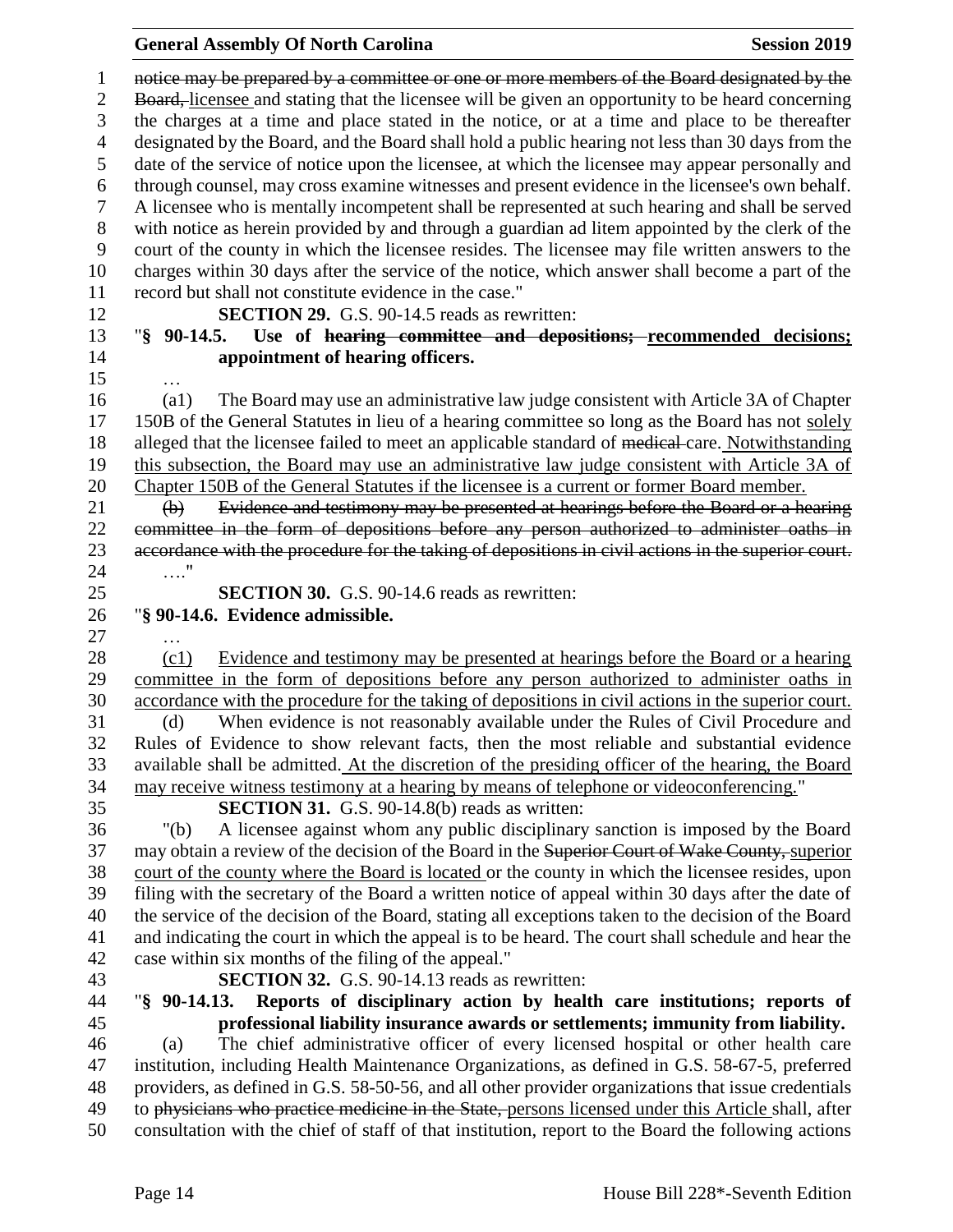notice may be prepared by a committee or one or more members of the Board designated by the Board, licensee and stating that the licensee will be given an opportunity to be heard concerning the charges at a time and place stated in the notice, or at a time and place to be thereafter designated by the Board, and the Board shall hold a public hearing not less than 30 days from the date of the service of notice upon the licensee, at which the licensee may appear personally and through counsel, may cross examine witnesses and present evidence in the licensee's own behalf. A licensee who is mentally incompetent shall be represented at such hearing and shall be served with notice as herein provided by and through a guardian ad litem appointed by the clerk of the court of the county in which the licensee resides. The licensee may file written answers to the charges within 30 days after the service of the notice, which answer shall become a part of the record but shall not constitute evidence in the case."

**SECTION 29.** G.S. 90-14.5 reads as rewritten:

"**§ 90-14.5. Use of ~~hearing committee and depositions;~~ recommended decisions; appointment of hearing officers.**

…

(a1) The Board may use an administrative law judge consistent with Article 3A of Chapter 150B of the General Statutes in lieu of a hearing committee so long as the Board has not solely alleged that the licensee failed to meet an applicable standard of ~~medical~~ care. Notwithstanding this subsection, the Board may use an administrative law judge consistent with Article 3A of Chapter 150B of the General Statutes if the licensee is a current or former Board member.

~~(b) Evidence and testimony may be presented at hearings before the Board or a hearing committee in the form of depositions before any person authorized to administer oaths in accordance with the procedure for the taking of depositions in civil actions in the superior court.~~

…."

**SECTION 30.** G.S. 90-14.6 reads as rewritten:

"**§ 90-14.6. Evidence admissible.**

…

(c1) Evidence and testimony may be presented at hearings before the Board or a hearing committee in the form of depositions before any person authorized to administer oaths in accordance with the procedure for the taking of depositions in civil actions in the superior court.

(d) When evidence is not reasonably available under the Rules of Civil Procedure and Rules of Evidence to show relevant facts, then the most reliable and substantial evidence available shall be admitted. At the discretion of the presiding officer of the hearing, the Board may receive witness testimony at a hearing by means of telephone or videoconferencing."

**SECTION 31.** G.S. 90-14.8(b) reads as written:

"(b) A licensee against whom any public disciplinary sanction is imposed by the Board may obtain a review of the decision of the Board in the ~~Superior Court of Wake County,~~ superior court of the county where the Board is located or the county in which the licensee resides, upon filing with the secretary of the Board a written notice of appeal within 30 days after the date of the service of the decision of the Board, stating all exceptions taken to the decision of the Board and indicating the court in which the appeal is to be heard. The court shall schedule and hear the case within six months of the filing of the appeal."

**SECTION 32.** G.S. 90-14.13 reads as rewritten:

"**§ 90-14.13. Reports of disciplinary action by health care institutions; reports of professional liability insurance awards or settlements; immunity from liability.**

(a) The chief administrative officer of every licensed hospital or other health care institution, including Health Maintenance Organizations, as defined in G.S. 58-67-5, preferred providers, as defined in G.S. 58-50-56, and all other provider organizations that issue credentials to ~~physicians who practice medicine in the State,~~ persons licensed under this Article shall, after consultation with the chief of staff of that institution, report to the Board the following actions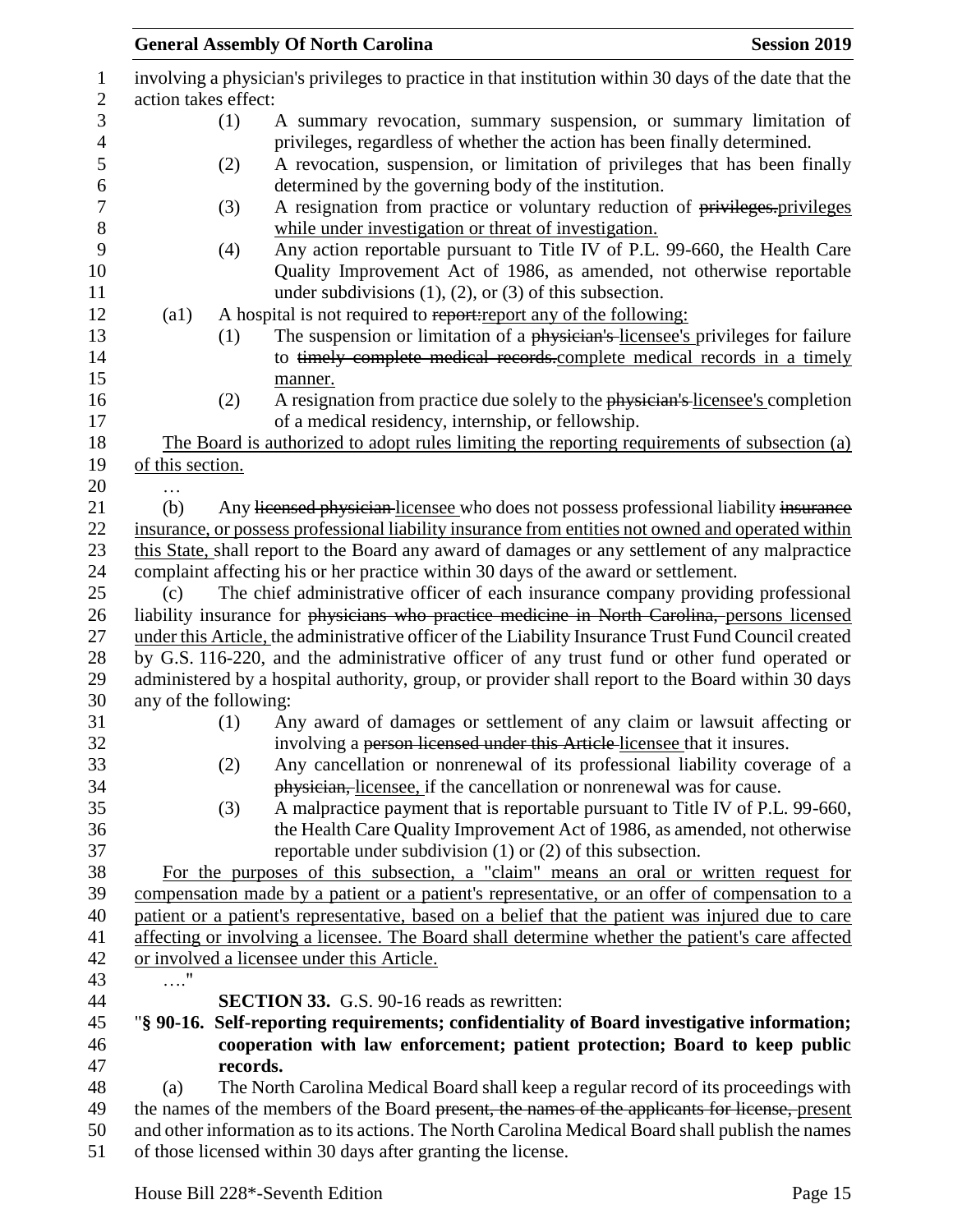involving a physician's privileges to practice in that institution within 30 days of the date that the action takes effect:

(1) A summary revocation, summary suspension, or summary limitation of privileges, regardless of whether the action has been finally determined.

(2) A revocation, suspension, or limitation of privileges that has been finally determined by the governing body of the institution.

(3) A resignation from practice or voluntary reduction of ~~privileges.~~<u>privileges while under investigation or threat of investigation.</u>

(4) Any action reportable pursuant to Title IV of P.L. 99-660, the Health Care Quality Improvement Act of 1986, as amended, not otherwise reportable under subdivisions (1), (2), or (3) of this subsection.

(a1) A hospital is not required to ~~report:~~<u>report any of the following:</u>

(1) The suspension or limitation of a ~~physician's~~ <u>licensee's</u> privileges for failure to ~~timely complete medical records.~~<u>complete medical records in a timely manner.</u>

(2) A resignation from practice due solely to the ~~physician's~~ <u>licensee's</u> completion of a medical residency, internship, or fellowship.

<u>The Board is authorized to adopt rules limiting the reporting requirements of subsection (a) of this section.</u>

…

(b) Any ~~licensed physician~~ <u>licensee</u> who does not possess professional liability ~~insurance~~ <u>insurance, or possess professional liability insurance from entities not owned and operated within this State,</u> shall report to the Board any award of damages or any settlement of any malpractice complaint affecting his or her practice within 30 days of the award or settlement.

(c) The chief administrative officer of each insurance company providing professional liability insurance for ~~physicians who practice medicine in North Carolina,~~ <u>persons licensed under this Article,</u> the administrative officer of the Liability Insurance Trust Fund Council created by G.S. 116-220, and the administrative officer of any trust fund or other fund operated or administered by a hospital authority, group, or provider shall report to the Board within 30 days any of the following:

(1) Any award of damages or settlement of any claim or lawsuit affecting or involving a ~~person licensed under this Article~~ <u>licensee</u> that it insures.

(2) Any cancellation or nonrenewal of its professional liability coverage of a ~~physician,~~ <u>licensee,</u> if the cancellation or nonrenewal was for cause.

(3) A malpractice payment that is reportable pursuant to Title IV of P.L. 99-660, the Health Care Quality Improvement Act of 1986, as amended, not otherwise reportable under subdivision (1) or (2) of this subsection.

<u>For the purposes of this subsection, a "claim" means an oral or written request for compensation made by a patient or a patient's representative, or an offer of compensation to a patient or a patient's representative, based on a belief that the patient was injured due to care affecting or involving a licensee. The Board shall determine whether the patient's care affected or involved a licensee under this Article.</u>

…."

**SECTION 33.** G.S. 90-16 reads as rewritten:

"**§ 90-16. Self-reporting requirements; confidentiality of Board investigative information; cooperation with law enforcement; patient protection; Board to keep public records.**

(a) The North Carolina Medical Board shall keep a regular record of its proceedings with the names of the members of the Board ~~present, the names of the applicants for license,~~ present and other information as to its actions. The North Carolina Medical Board shall publish the names of those licensed within 30 days after granting the license.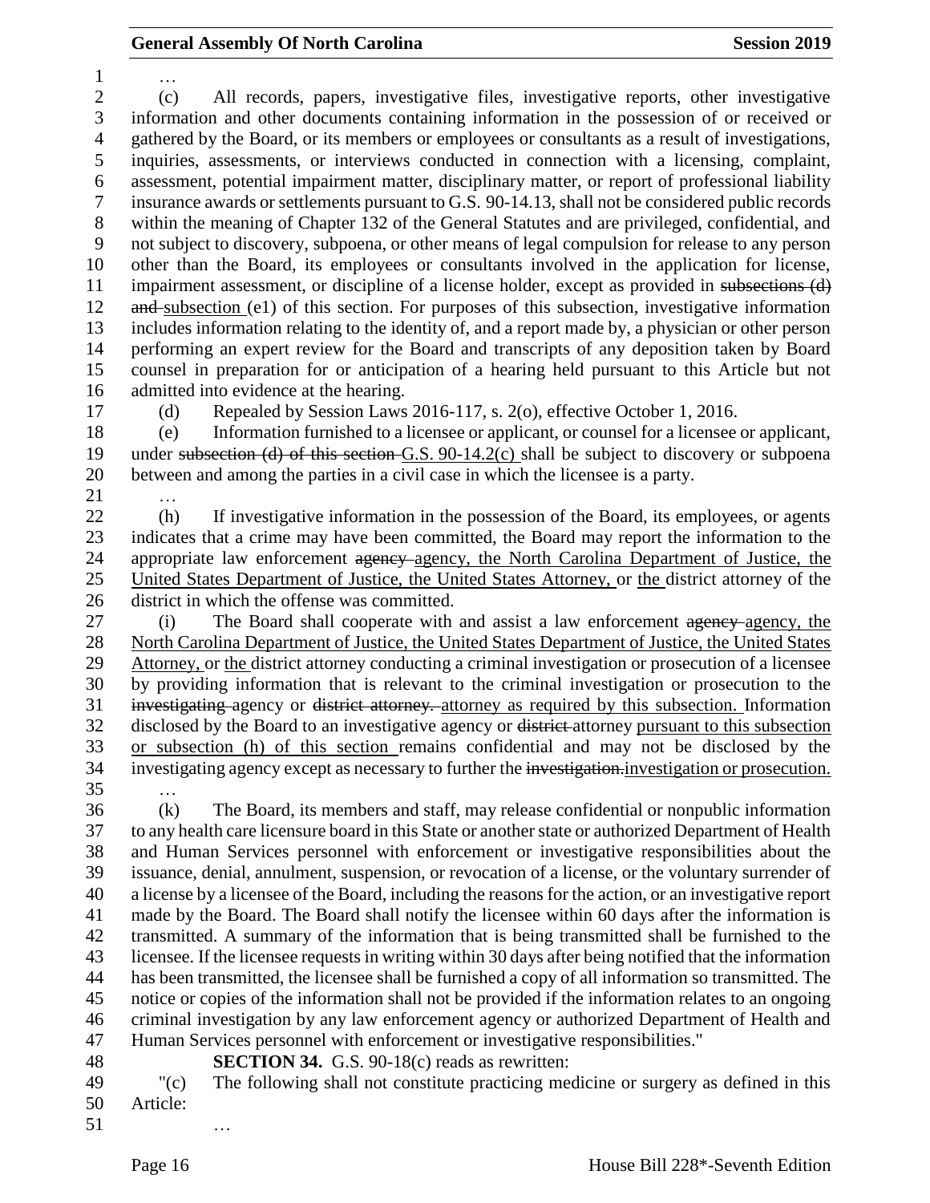…

(c) All records, papers, investigative files, investigative reports, other investigative information and other documents containing information in the possession of or received or gathered by the Board, or its members or employees or consultants as a result of investigations, inquiries, assessments, or interviews conducted in connection with a licensing, complaint, assessment, potential impairment matter, disciplinary matter, or report of professional liability insurance awards or settlements pursuant to G.S. 90-14.13, shall not be considered public records within the meaning of Chapter 132 of the General Statutes and are privileged, confidential, and not subject to discovery, subpoena, or other means of legal compulsion for release to any person other than the Board, its employees or consultants involved in the application for license, impairment assessment, or discipline of a license holder, except as provided in ~~subsections (d) and~~ subsection (e1) of this section. For purposes of this subsection, investigative information includes information relating to the identity of, and a report made by, a physician or other person performing an expert review for the Board and transcripts of any deposition taken by Board counsel in preparation for or anticipation of a hearing held pursuant to this Article but not admitted into evidence at the hearing.

(d) Repealed by Session Laws 2016-117, s. 2(o), effective October 1, 2016.

(e) Information furnished to a licensee or applicant, or counsel for a licensee or applicant, under ~~subsection (d) of this section~~ G.S. 90-14.2(c) shall be subject to discovery or subpoena between and among the parties in a civil case in which the licensee is a party.

…

(h) If investigative information in the possession of the Board, its employees, or agents indicates that a crime may have been committed, the Board may report the information to the appropriate law enforcement ~~agency~~ agency, the North Carolina Department of Justice, the United States Department of Justice, the United States Attorney, or the district attorney of the district in which the offense was committed.

(i) The Board shall cooperate with and assist a law enforcement ~~agency~~ agency, the North Carolina Department of Justice, the United States Department of Justice, the United States Attorney, or the district attorney conducting a criminal investigation or prosecution of a licensee by providing information that is relevant to the criminal investigation or prosecution to the ~~investigating~~ agency or ~~district attorney.~~ attorney as required by this subsection. Information disclosed by the Board to an investigative agency or ~~district~~ attorney pursuant to this subsection or subsection (h) of this section remains confidential and may not be disclosed by the investigating agency except as necessary to further the ~~investigation.~~investigation or prosecution.

…

(k) The Board, its members and staff, may release confidential or nonpublic information to any health care licensure board in this State or another state or authorized Department of Health and Human Services personnel with enforcement or investigative responsibilities about the issuance, denial, annulment, suspension, or revocation of a license, or the voluntary surrender of a license by a licensee of the Board, including the reasons for the action, or an investigative report made by the Board. The Board shall notify the licensee within 60 days after the information is transmitted. A summary of the information that is being transmitted shall be furnished to the licensee. If the licensee requests in writing within 30 days after being notified that the information has been transmitted, the licensee shall be furnished a copy of all information so transmitted. The notice or copies of the information shall not be provided if the information relates to an ongoing criminal investigation by any law enforcement agency or authorized Department of Health and Human Services personnel with enforcement or investigative responsibilities."

**SECTION 34.** G.S. 90-18(c) reads as rewritten:

"(c) The following shall not constitute practicing medicine or surgery as defined in this Article:

…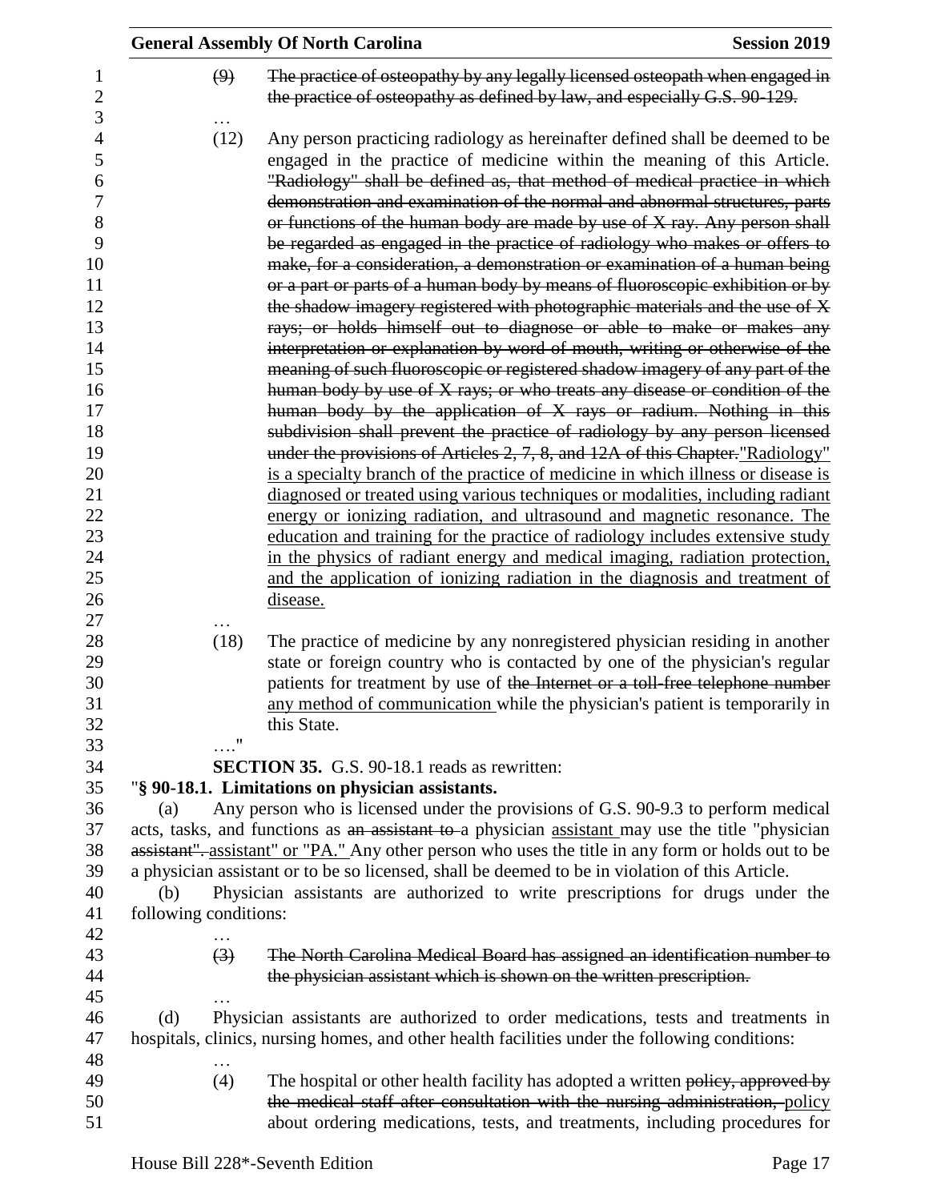(9) ~~The practice of osteopathy by any legally licensed osteopath when engaged in the practice of osteopathy as defined by law, and especially G.S. 90-129.~~

…

(12) Any person practicing radiology as hereinafter defined shall be deemed to be engaged in the practice of medicine within the meaning of this Article. ~~"Radiology" shall be defined as, that method of medical practice in which demonstration and examination of the normal and abnormal structures, parts or functions of the human body are made by use of X ray. Any person shall be regarded as engaged in the practice of radiology who makes or offers to make, for a consideration, a demonstration or examination of a human being or a part or parts of a human body by means of fluoroscopic exhibition or by the shadow imagery registered with photographic materials and the use of X rays; or holds himself out to diagnose or able to make or makes any interpretation or explanation by word of mouth, writing or otherwise of the meaning of such fluoroscopic or registered shadow imagery of any part of the human body by use of X rays; or who treats any disease or condition of the human body by the application of X rays or radium. Nothing in this subdivision shall prevent the practice of radiology by any person licensed under the provisions of Articles 2, 7, 8, and 12A of this Chapter.~~<u>"Radiology" is a specialty branch of the practice of medicine in which illness or disease is diagnosed or treated using various techniques or modalities, including radiant energy or ionizing radiation, and ultrasound and magnetic resonance. The education and training for the practice of radiology includes extensive study in the physics of radiant energy and medical imaging, radiation protection, and the application of ionizing radiation in the diagnosis and treatment of disease.</u>

…

(18) The practice of medicine by any nonregistered physician residing in another state or foreign country who is contacted by one of the physician's regular patients for treatment by use of ~~the Internet or a toll-free telephone number~~ <u>any method of communication</u> while the physician's patient is temporarily in this State.

…."

**SECTION 35.** G.S. 90-18.1 reads as rewritten:

"**§ 90-18.1. Limitations on physician assistants.**

(a) Any person who is licensed under the provisions of G.S. 90-9.3 to perform medical acts, tasks, and functions as ~~an assistant to~~ a physician <u>assistant</u> may use the title "physician ~~assistant".~~ <u>assistant" or "PA."</u> Any other person who uses the title in any form or holds out to be a physician assistant or to be so licensed, shall be deemed to be in violation of this Article.

(b) Physician assistants are authorized to write prescriptions for drugs under the following conditions:

…

(3) ~~The North Carolina Medical Board has assigned an identification number to the physician assistant which is shown on the written prescription.~~

…

(d) Physician assistants are authorized to order medications, tests and treatments in hospitals, clinics, nursing homes, and other health facilities under the following conditions:

…

(4) The hospital or other health facility has adopted a written ~~policy, approved by the medical staff after consultation with the nursing administration,~~ <u>policy</u> about ordering medications, tests, and treatments, including procedures for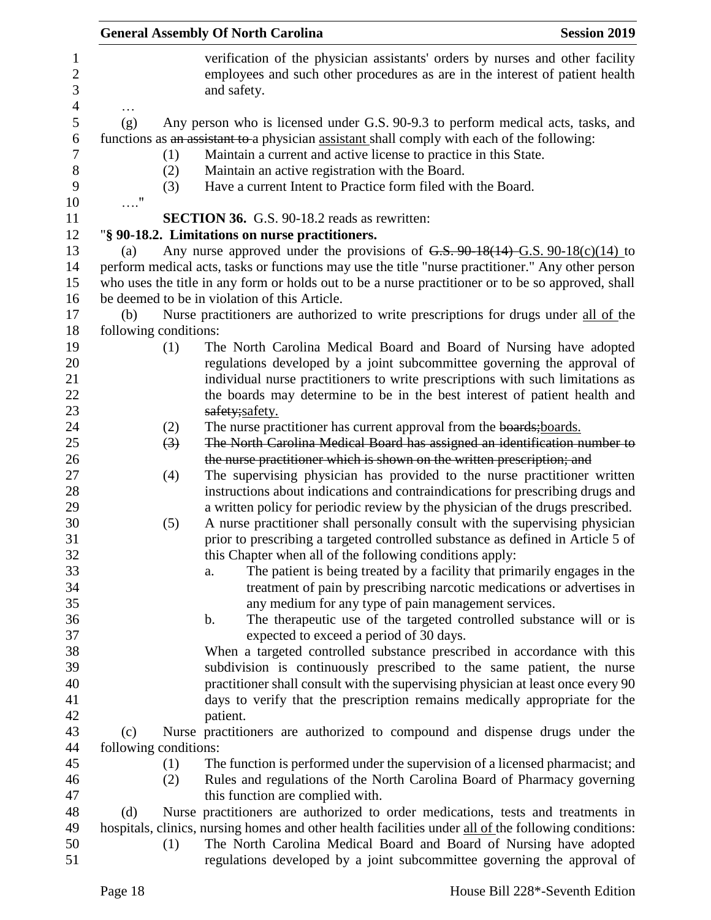verification of the physician assistants' orders by nurses and other facility employees and such other procedures as are in the interest of patient health and safety.

…

(g) Any person who is licensed under G.S. 90-9.3 to perform medical acts, tasks, and functions as ~~an assistant to~~ a physician assistant shall comply with each of the following:

(1) Maintain a current and active license to practice in this State.

(2) Maintain an active registration with the Board.

(3) Have a current Intent to Practice form filed with the Board.

…."

**SECTION 36.** G.S. 90-18.2 reads as rewritten:

"**§ 90-18.2. Limitations on nurse practitioners.**

(a) Any nurse approved under the provisions of ~~G.S. 90-18(14)~~ G.S. 90-18(c)(14) to perform medical acts, tasks or functions may use the title "nurse practitioner." Any other person who uses the title in any form or holds out to be a nurse practitioner or to be so approved, shall be deemed to be in violation of this Article.

(b) Nurse practitioners are authorized to write prescriptions for drugs under all of the following conditions:

(1) The North Carolina Medical Board and Board of Nursing have adopted regulations developed by a joint subcommittee governing the approval of individual nurse practitioners to write prescriptions with such limitations as the boards may determine to be in the best interest of patient health and ~~safety;~~safety.

(2) The nurse practitioner has current approval from the ~~boards;~~boards.

~~(3) The North Carolina Medical Board has assigned an identification number to the nurse practitioner which is shown on the written prescription; and~~

(4) The supervising physician has provided to the nurse practitioner written instructions about indications and contraindications for prescribing drugs and a written policy for periodic review by the physician of the drugs prescribed.

(5) A nurse practitioner shall personally consult with the supervising physician prior to prescribing a targeted controlled substance as defined in Article 5 of this Chapter when all of the following conditions apply:

a. The patient is being treated by a facility that primarily engages in the treatment of pain by prescribing narcotic medications or advertises in any medium for any type of pain management services.

b. The therapeutic use of the targeted controlled substance will or is expected to exceed a period of 30 days.

When a targeted controlled substance prescribed in accordance with this subdivision is continuously prescribed to the same patient, the nurse practitioner shall consult with the supervising physician at least once every 90 days to verify that the prescription remains medically appropriate for the patient.

(c) Nurse practitioners are authorized to compound and dispense drugs under the following conditions:

(1) The function is performed under the supervision of a licensed pharmacist; and

(2) Rules and regulations of the North Carolina Board of Pharmacy governing this function are complied with.

(d) Nurse practitioners are authorized to order medications, tests and treatments in hospitals, clinics, nursing homes and other health facilities under all of the following conditions:

(1) The North Carolina Medical Board and Board of Nursing have adopted regulations developed by a joint subcommittee governing the approval of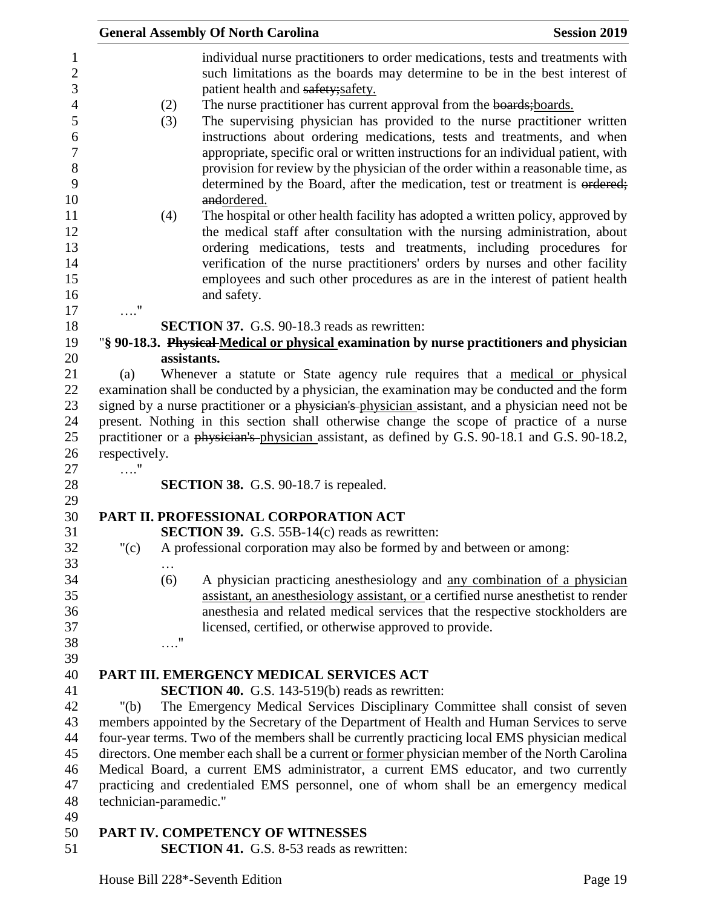individual nurse practitioners to order medications, tests and treatments with such limitations as the boards may determine to be in the best interest of patient health and ~~safety;~~safety.

(2) The nurse practitioner has current approval from the ~~boards;~~boards.

(3) The supervising physician has provided to the nurse practitioner written instructions about ordering medications, tests and treatments, and when appropriate, specific oral or written instructions for an individual patient, with provision for review by the physician of the order within a reasonable time, as determined by the Board, after the medication, test or treatment is ~~ordered; and~~ordered.

(4) The hospital or other health facility has adopted a written policy, approved by the medical staff after consultation with the nursing administration, about ordering medications, tests and treatments, including procedures for verification of the nurse practitioners' orders by nurses and other facility employees and such other procedures as are in the interest of patient health and safety.

…."

**SECTION 37.** G.S. 90-18.3 reads as rewritten:

"**§ 90-18.3. ~~Physical~~ Medical or physical examination by nurse practitioners and physician assistants.**

(a) Whenever a statute or State agency rule requires that a medical or physical examination shall be conducted by a physician, the examination may be conducted and the form signed by a nurse practitioner or a ~~physician's~~ physician assistant, and a physician need not be present. Nothing in this section shall otherwise change the scope of practice of a nurse practitioner or a ~~physician's~~ physician assistant, as defined by G.S. 90-18.1 and G.S. 90-18.2, respectively.

…."

**SECTION 38.** G.S. 90-18.7 is repealed.

## PART II. PROFESSIONAL CORPORATION ACT

**SECTION 39.** G.S. 55B-14(c) reads as rewritten:

"(c) A professional corporation may also be formed by and between or among:

…

(6) A physician practicing anesthesiology and any combination of a physician assistant, an anesthesiology assistant, or a certified nurse anesthetist to render anesthesia and related medical services that the respective stockholders are licensed, certified, or otherwise approved to provide.

…."

## PART III. EMERGENCY MEDICAL SERVICES ACT

**SECTION 40.** G.S. 143-519(b) reads as rewritten:

"(b) The Emergency Medical Services Disciplinary Committee shall consist of seven members appointed by the Secretary of the Department of Health and Human Services to serve four-year terms. Two of the members shall be currently practicing local EMS physician medical directors. One member each shall be a current or former physician member of the North Carolina Medical Board, a current EMS administrator, a current EMS educator, and two currently practicing and credentialed EMS personnel, one of whom shall be an emergency medical technician-paramedic."

## PART IV. COMPETENCY OF WITNESSES

**SECTION 41.** G.S. 8-53 reads as rewritten: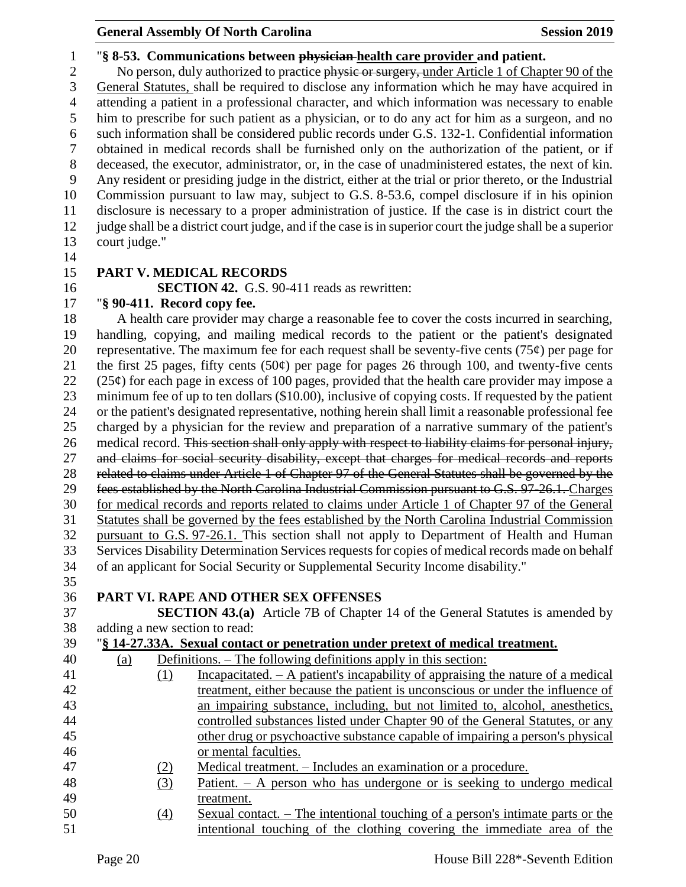"**§ 8-53. Communications between ~~physician~~ health care provider and patient.**

No person, duly authorized to practice ~~physic or surgery,~~ under Article 1 of Chapter 90 of the General Statutes, shall be required to disclose any information which he may have acquired in attending a patient in a professional character, and which information was necessary to enable him to prescribe for such patient as a physician, or to do any act for him as a surgeon, and no such information shall be considered public records under G.S. 132-1. Confidential information obtained in medical records shall be furnished only on the authorization of the patient, or if deceased, the executor, administrator, or, in the case of unadministered estates, the next of kin. Any resident or presiding judge in the district, either at the trial or prior thereto, or the Industrial Commission pursuant to law may, subject to G.S. 8-53.6, compel disclosure if in his opinion disclosure is necessary to a proper administration of justice. If the case is in district court the judge shall be a district court judge, and if the case is in superior court the judge shall be a superior court judge."

## PART V. MEDICAL RECORDS

**SECTION 42.** G.S. 90-411 reads as rewritten:

"**§ 90-411. Record copy fee.**

A health care provider may charge a reasonable fee to cover the costs incurred in searching, handling, copying, and mailing medical records to the patient or the patient's designated representative. The maximum fee for each request shall be seventy-five cents (75¢) per page for the first 25 pages, fifty cents (50¢) per page for pages 26 through 100, and twenty-five cents (25¢) for each page in excess of 100 pages, provided that the health care provider may impose a minimum fee of up to ten dollars ($10.00), inclusive of copying costs. If requested by the patient or the patient's designated representative, nothing herein shall limit a reasonable professional fee charged by a physician for the review and preparation of a narrative summary of the patient's medical record. ~~This section shall only apply with respect to liability claims for personal injury, and claims for social security disability, except that charges for medical records and reports related to claims under Article 1 of Chapter 97 of the General Statutes shall be governed by the fees established by the North Carolina Industrial Commission pursuant to G.S. 97-26.1.~~ Charges for medical records and reports related to claims under Article 1 of Chapter 97 of the General Statutes shall be governed by the fees established by the North Carolina Industrial Commission pursuant to G.S. 97-26.1. This section shall not apply to Department of Health and Human Services Disability Determination Services requests for copies of medical records made on behalf of an applicant for Social Security or Supplemental Security Income disability."

## PART VI. RAPE AND OTHER SEX OFFENSES

**SECTION 43.(a)** Article 7B of Chapter 14 of the General Statutes is amended by adding a new section to read:

"**§ 14-27.33A. Sexual contact or penetration under pretext of medical treatment.**

(a) Definitions. – The following definitions apply in this section:

(1) Incapacitated. – A patient's incapability of appraising the nature of a medical treatment, either because the patient is unconscious or under the influence of an impairing substance, including, but not limited to, alcohol, anesthetics, controlled substances listed under Chapter 90 of the General Statutes, or any other drug or psychoactive substance capable of impairing a person's physical or mental faculties.

(2) Medical treatment. – Includes an examination or a procedure.

(3) Patient. – A person who has undergone or is seeking to undergo medical treatment.

(4) Sexual contact. – The intentional touching of a person's intimate parts or the intentional touching of the clothing covering the immediate area of the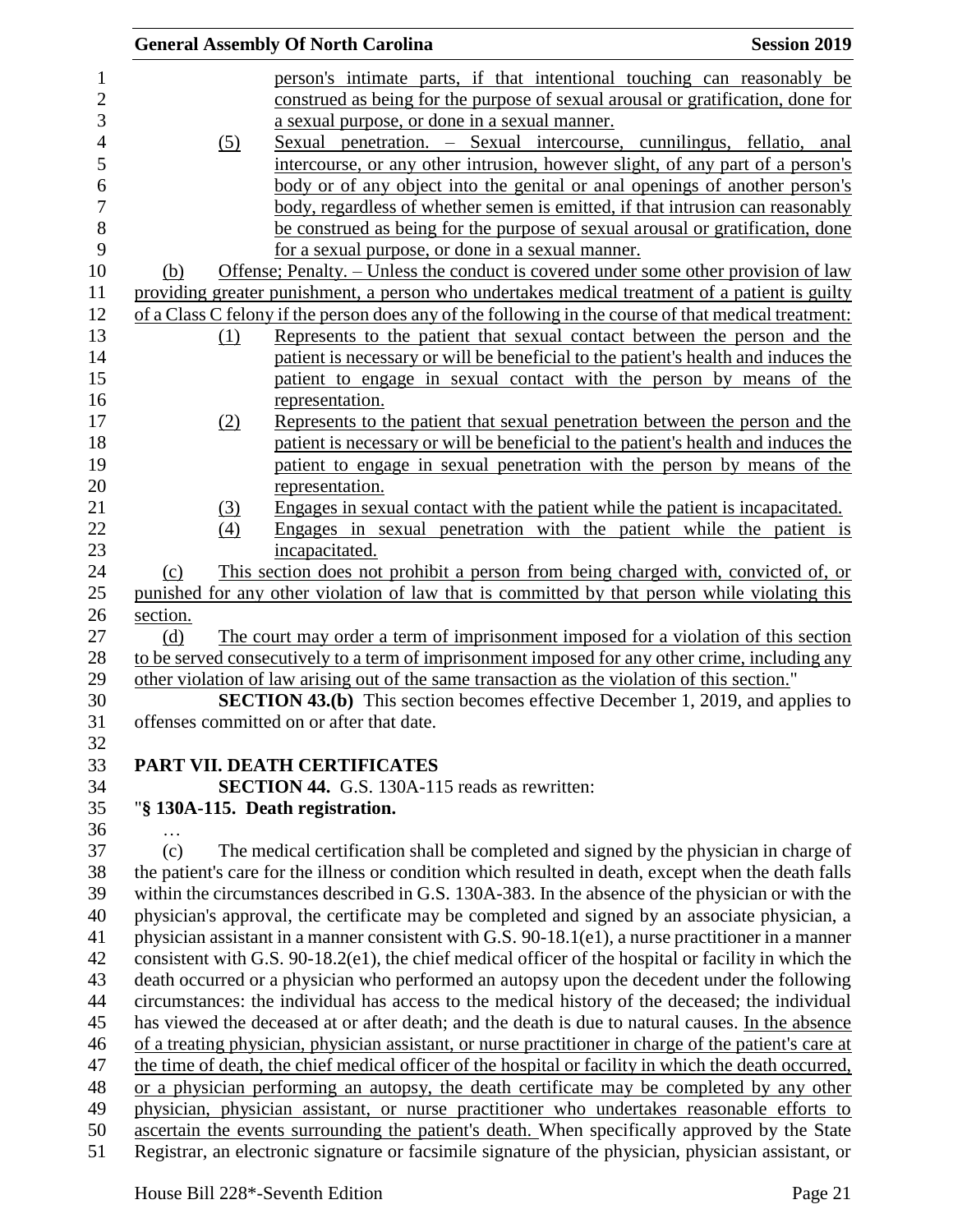person's intimate parts, if that intentional touching can reasonably be construed as being for the purpose of sexual arousal or gratification, done for a sexual purpose, or done in a sexual manner.

(5) Sexual penetration. – Sexual intercourse, cunnilingus, fellatio, anal intercourse, or any other intrusion, however slight, of any part of a person's body or of any object into the genital or anal openings of another person's body, regardless of whether semen is emitted, if that intrusion can reasonably be construed as being for the purpose of sexual arousal or gratification, done for a sexual purpose, or done in a sexual manner.

(b) Offense; Penalty. – Unless the conduct is covered under some other provision of law providing greater punishment, a person who undertakes medical treatment of a patient is guilty of a Class C felony if the person does any of the following in the course of that medical treatment:

(1) Represents to the patient that sexual contact between the person and the patient is necessary or will be beneficial to the patient's health and induces the patient to engage in sexual contact with the person by means of the representation.

(2) Represents to the patient that sexual penetration between the person and the patient is necessary or will be beneficial to the patient's health and induces the patient to engage in sexual penetration with the person by means of the representation.

(3) Engages in sexual contact with the patient while the patient is incapacitated.

(4) Engages in sexual penetration with the patient while the patient is incapacitated.

(c) This section does not prohibit a person from being charged with, convicted of, or punished for any other violation of law that is committed by that person while violating this section.

(d) The court may order a term of imprisonment imposed for a violation of this section to be served consecutively to a term of imprisonment imposed for any other crime, including any other violation of law arising out of the same transaction as the violation of this section."

**SECTION 43.(b)** This section becomes effective December 1, 2019, and applies to offenses committed on or after that date.

## PART VII. DEATH CERTIFICATES

**SECTION 44.** G.S. 130A-115 reads as rewritten:

"**§ 130A-115. Death registration.**

…

(c) The medical certification shall be completed and signed by the physician in charge of the patient's care for the illness or condition which resulted in death, except when the death falls within the circumstances described in G.S. 130A-383. In the absence of the physician or with the physician's approval, the certificate may be completed and signed by an associate physician, a physician assistant in a manner consistent with G.S. 90-18.1(e1), a nurse practitioner in a manner consistent with G.S. 90-18.2(e1), the chief medical officer of the hospital or facility in which the death occurred or a physician who performed an autopsy upon the decedent under the following circumstances: the individual has access to the medical history of the deceased; the individual has viewed the deceased at or after death; and the death is due to natural causes. In the absence of a treating physician, physician assistant, or nurse practitioner in charge of the patient's care at the time of death, the chief medical officer of the hospital or facility in which the death occurred, or a physician performing an autopsy, the death certificate may be completed by any other physician, physician assistant, or nurse practitioner who undertakes reasonable efforts to ascertain the events surrounding the patient's death. When specifically approved by the State Registrar, an electronic signature or facsimile signature of the physician, physician assistant, or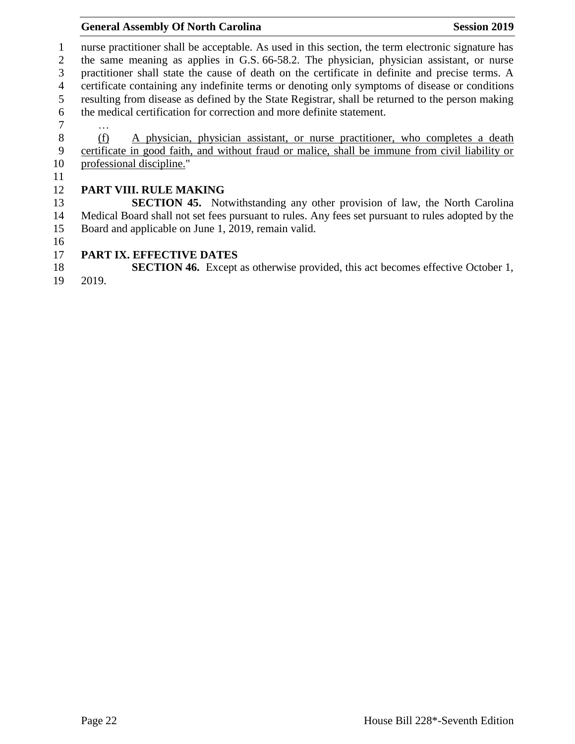nurse practitioner shall be acceptable. As used in this section, the term electronic signature has the same meaning as applies in G.S. 66-58.2. The physician, physician assistant, or nurse practitioner shall state the cause of death on the certificate in definite and precise terms. A certificate containing any indefinite terms or denoting only symptoms of disease or conditions resulting from disease as defined by the State Registrar, shall be returned to the person making the medical certification for correction and more definite statement.

…

<u>(f) A physician, physician assistant, or nurse practitioner, who completes a death certificate in good faith, and without fraud or malice, shall be immune from civil liability or professional discipline.</u>"

**PART VIII. RULE MAKING**

**SECTION 45.** Notwithstanding any other provision of law, the North Carolina Medical Board shall not set fees pursuant to rules. Any fees set pursuant to rules adopted by the Board and applicable on June 1, 2019, remain valid.

**PART IX. EFFECTIVE DATES**

**SECTION 46.** Except as otherwise provided, this act becomes effective October 1, 2019.